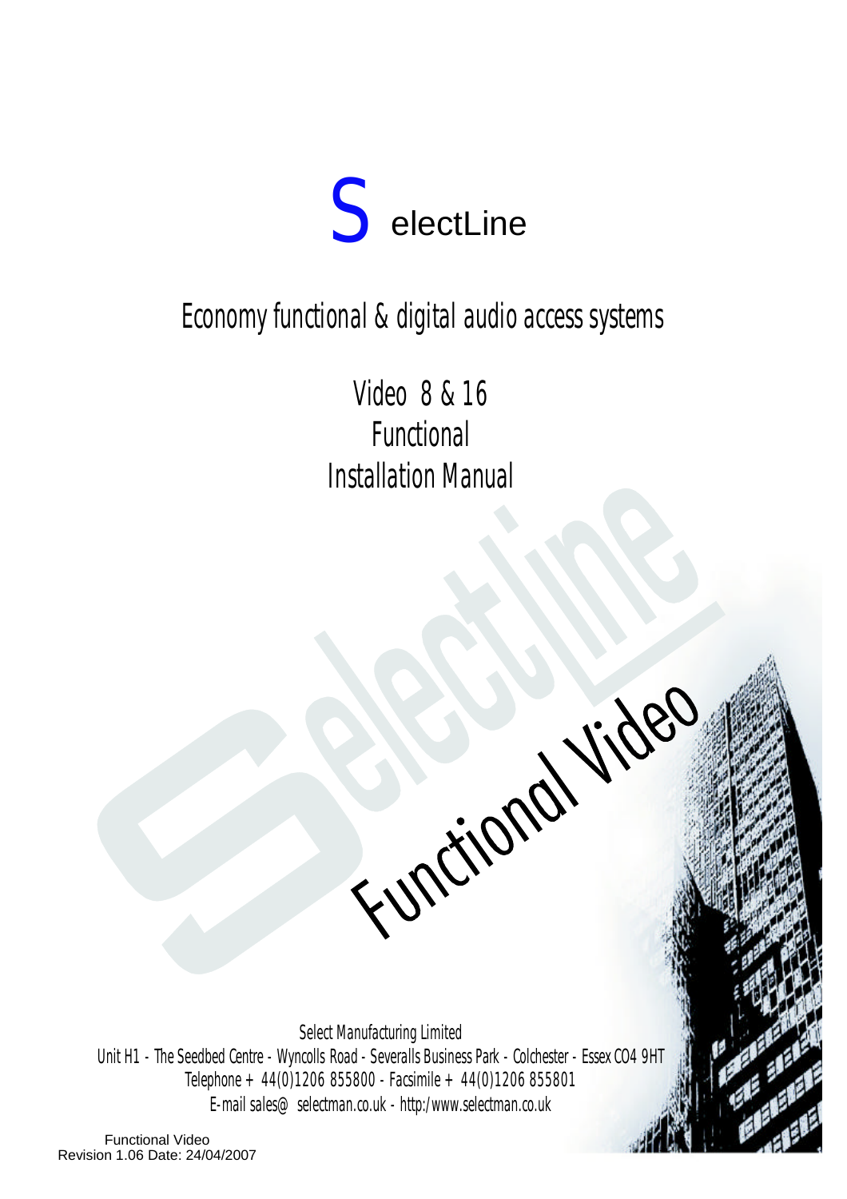# SelectLine

## Economy functional & digital audio access systems

## Video 8 & 16
## Functional
## Installation Manual

Functional Video

Select Manufacturing Limited
Unit H1 - The Seedbed Centre - Wyncolls Road - Severalls Business Park - Colchester - Essex CO4 9HT
Telephone + 44(0)1206 855800 - Facsimile + 44(0)1206 855801
E-mail sales@ selectman.co.uk - http:/www.selectman.co.uk

Functional Video
Revision 1.06 Date: 24/04/2007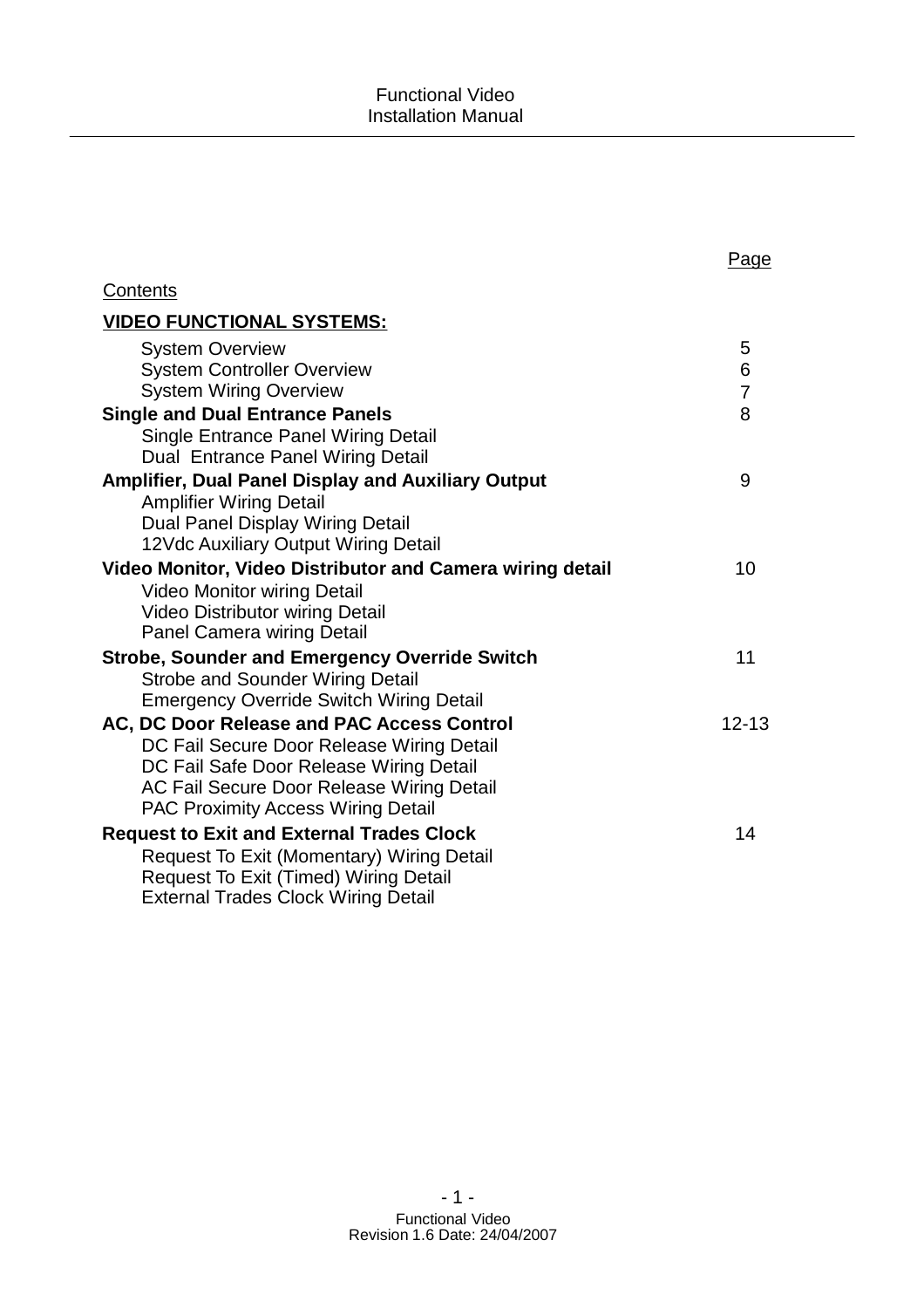| Contents | Page |
|---|---|
| **VIDEO FUNCTIONAL SYSTEMS:** | |
| System Overview | 5 |
| System Controller Overview | 6 |
| System Wiring Overview | 7 |
| **Single and Dual Entrance Panels** | 8 |
| Single Entrance Panel Wiring Detail | |
| Dual Entrance Panel Wiring Detail | |
| **Amplifier, Dual Panel Display and Auxiliary Output** | 9 |
| Amplifier Wiring Detail | |
| Dual Panel Display Wiring Detail | |
| 12Vdc Auxiliary Output Wiring Detail | |
| **Video Monitor, Video Distributor and Camera wiring detail** | 10 |
| Video Monitor wiring Detail | |
| Video Distributor wiring Detail | |
| Panel Camera wiring Detail | |
| **Strobe, Sounder and Emergency Override Switch** | 11 |
| Strobe and Sounder Wiring Detail | |
| Emergency Override Switch Wiring Detail | |
| **AC, DC Door Release and PAC Access Control** | 12-13 |
| DC Fail Secure Door Release Wiring Detail | |
| DC Fail Safe Door Release Wiring Detail | |
| AC Fail Secure Door Release Wiring Detail | |
| PAC Proximity Access Wiring Detail | |
| **Request to Exit and External Trades Clock** | 14 |
| Request To Exit (Momentary) Wiring Detail | |
| Request To Exit (Timed) Wiring Detail | |
| External Trades Clock Wiring Detail | |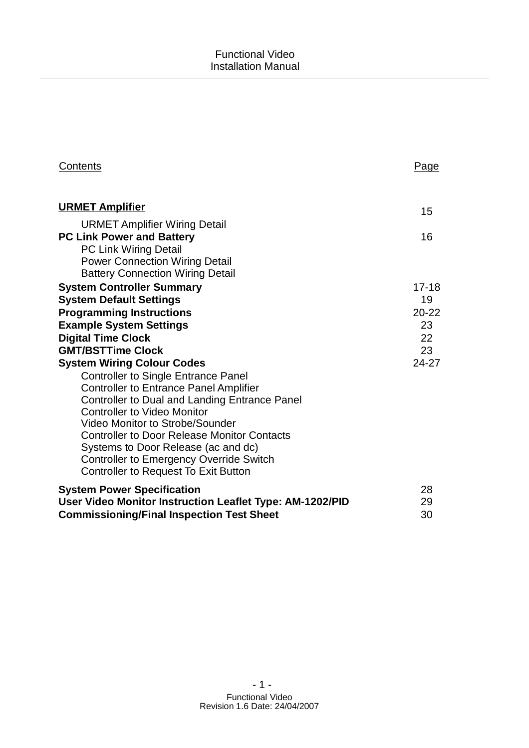| Contents | Page |
|---|---|
| **URMET Amplifier** | 15 |
| URMET Amplifier Wiring Detail | |
| **PC Link Power and Battery** | 16 |
| PC Link Wiring Detail | |
| Power Connection Wiring Detail | |
| Battery Connection Wiring Detail | |
| **System Controller Summary** | 17-18 |
| **System Default Settings** | 19 |
| **Programming Instructions** | 20-22 |
| **Example System Settings** | 23 |
| **Digital Time Clock** | 22 |
| **GMT/BSTTime Clock** | 23 |
| **System Wiring Colour Codes** | 24-27 |
| Controller to Single Entrance Panel | |
| Controller to Entrance Panel Amplifier | |
| Controller to Dual and Landing Entrance Panel | |
| Controller to Video Monitor | |
| Video Monitor to Strobe/Sounder | |
| Controller to Door Release Monitor Contacts | |
| Systems to Door Release (ac and dc) | |
| Controller to Emergency Override Switch | |
| Controller to Request To Exit Button | |
| **System Power Specification** | 28 |
| **User Video Monitor Instruction Leaflet Type: AM-1202/PID** | 29 |
| **Commissioning/Final Inspection Test Sheet** | 30 |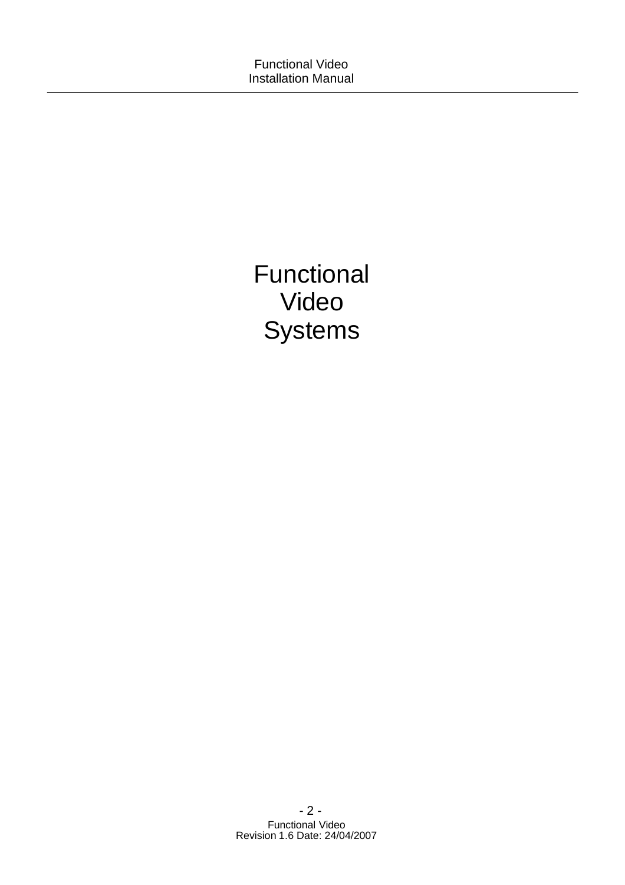# Functional Video Systems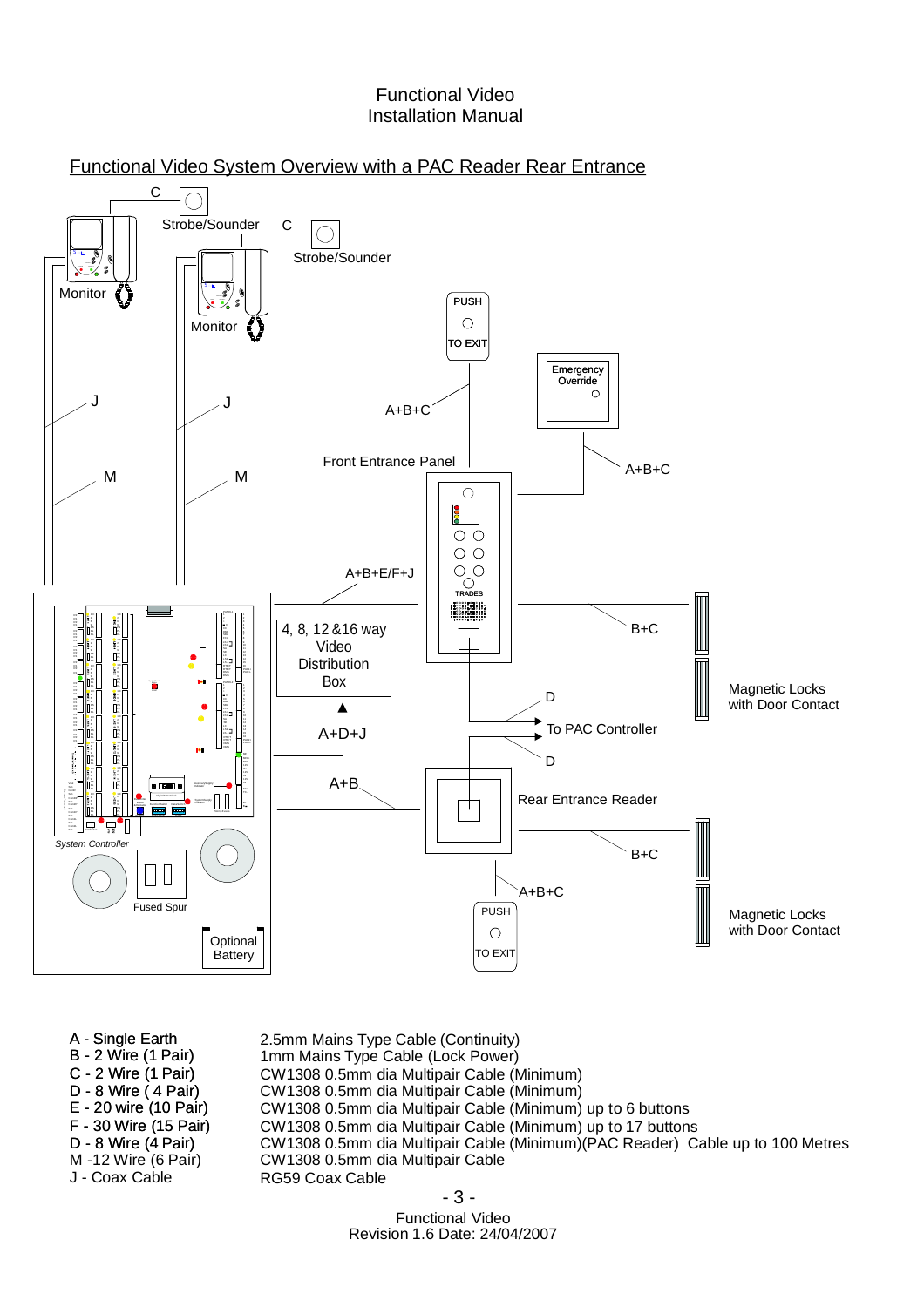## Functional Video System Overview with a PAC Reader Rear Entrance

C

Strobe/Sounder

C

Strobe/Sounder

Monitor

Monitor

PUSH

TO EXIT

Emergency Override

J

J

A+B+C

Front Entrance Panel

A+B+C

M

M

A+B+E/F+J

TRADES

4, 8, 12 &16 way Video Distribution Box

B+C

Magnetic Locks with Door Contact

D

To PAC Controller

A+D+J

D

A+B

Rear Entrance Reader

B+C

System Controller

Fused Spur

A+B+C

PUSH

TO EXIT

Magnetic Locks with Door Contact

Optional Battery

| | |
|---|---|
| A - Single Earth | 2.5mm Mains Type Cable (Continuity) |
| B - 2 Wire (1 Pair) | 1mm Mains Type Cable (Lock Power) |
| C - 2 Wire (1 Pair) | CW1308 0.5mm dia Multipair Cable (Minimum) |
| D - 8 Wire ( 4 Pair) | CW1308 0.5mm dia Multipair Cable (Minimum) |
| E - 20 wire (10 Pair) | CW1308 0.5mm dia Multipair Cable (Minimum) up to 6 buttons |
| F - 30 Wire (15 Pair) | CW1308 0.5mm dia Multipair Cable (Minimum) up to 17 buttons |
| D - 8 Wire (4 Pair) | CW1308 0.5mm dia Multipair Cable (Minimum)(PAC Reader) Cable up to 100 Metres |
| M -12 Wire (6 Pair) | CW1308 0.5mm dia Multipair Cable |
| J - Coax Cable | RG59 Coax Cable |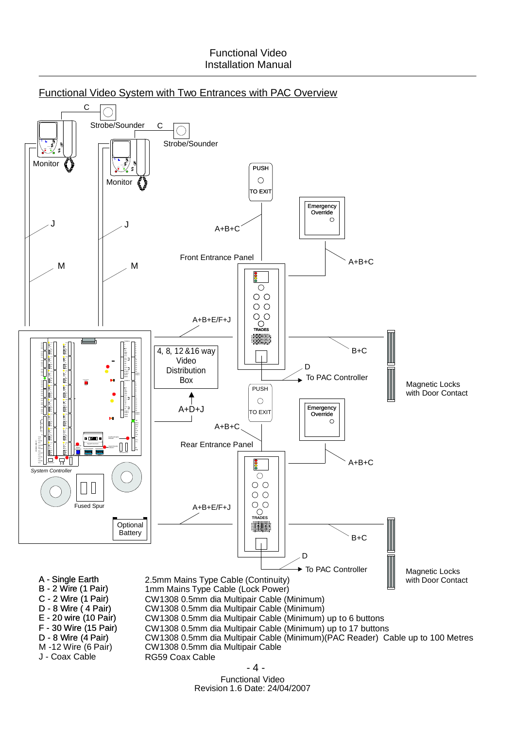## Functional Video System with Two Entrances with PAC Overview

C

Strobe/Sounder

C

Strobe/Sounder

Monitor

Monitor

PUSH

TO EXIT

Emergency Override

J

J

A+B+C

M

M

Front Entrance Panel

A+B+C

A+B+E/F+J

TRADES

B+C

4, 8, 12 &16 way Video Distribution Box

D

To PAC Controller

Magnetic Locks with Door Contact

PUSH

TO EXIT

Emergency Override

A+D+J

A+B+C

Rear Entrance Panel

A+B+C

System Controller

Fused Spur

A+B+E/F+J

TRADES

Optional Battery

B+C

D

To PAC Controller

Magnetic Locks with Door Contact

| | |
|---|---|
| A - Single Earth | 2.5mm Mains Type Cable (Continuity) |
| B - 2 Wire (1 Pair) | 1mm Mains Type Cable (Lock Power) |
| C - 2 Wire (1 Pair) | CW1308 0.5mm dia Multipair Cable (Minimum) |
| D - 8 Wire ( 4 Pair) | CW1308 0.5mm dia Multipair Cable (Minimum) |
| E - 20 wire (10 Pair) | CW1308 0.5mm dia Multipair Cable (Minimum) up to 6 buttons |
| F - 30 Wire (15 Pair) | CW1308 0.5mm dia Multipair Cable (Minimum) up to 17 buttons |
| D - 8 Wire (4 Pair) | CW1308 0.5mm dia Multipair Cable (Minimum)(PAC Reader) Cable up to 100 Metres |
| M -12 Wire (6 Pair) | CW1308 0.5mm dia Multipair Cable |
| J - Coax Cable | RG59 Coax Cable |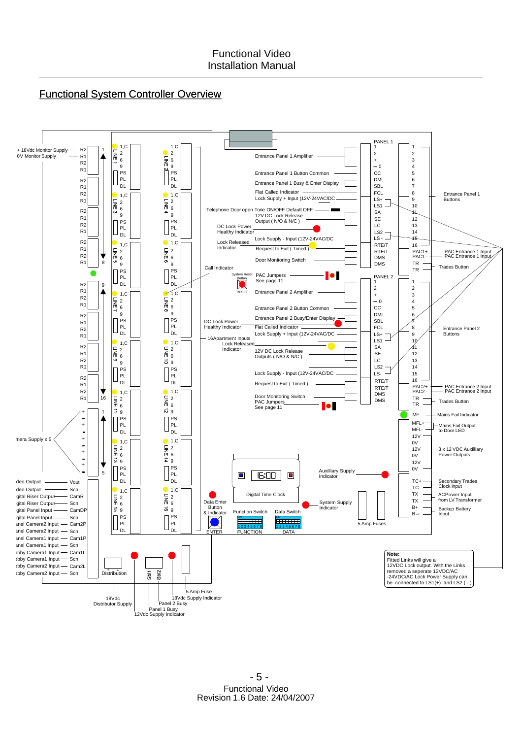## Functional System Controller Overview

+ 18Vdc Monitor Supply — R2
0V Monitor Supply — R1

Entrance Panel 1 Amplifier
Entrance Panel 1 Button Common
Entrance Panel 1 Busy & Enter Display
Flat Called Indicator
Lock Supply + Input (12V-24VAC/DC
Telephone Door open Tone ON/OFF Default OFF
12V DC Lock Release Output ( N/O & N/C )
DC Lock Power Healthy Indicator
Lock Released Indicator
Lock Supply - Input (12V-24VAC/DC
Request to Exit ( Timed )
Door Monitoring Switch
Call Indicator
System Reset Button
RESET
PAC Jumpers See page 11
Entrance Panel 2 Amplifier
Entrance Panel 2 Button Common
Entrance Panel 2 Busy/Enter Display
DC Lock Power Healthy Indicator
Flat Called Indicator
Lock Supply + Input (12V-24VAC/DC
16Apartment Inputs
Lock Released Indicator
12V DC Lock Release Outputs ( N/O & N/C )
Lock Supply - Input (12V-24VAC/DC
Request to Exit ( Timed )
Door Monitoring Switch
PAC Jumpers See page 11

PANEL 1: 1, 2, +, – 0, CC, DML, SBL, FCL, LS+, LS1, SA, SE, LC, LS2, LS -, RTE/T, RTE/T, DMS, DMS
Entrance Panel 1 Buttons
PAC1+ — PAC Entrance 1 Input
PAC1 - — PAC Entrance 1 Input
TR, TR — Trades Button

PANEL 2: 1, 2, +, – 0, CC, DML, SBL, FCL, LS+, LS1, SA, SE, LC, LS2, LS-, RTE/T, RTE/T, DMS, DMS
Entrance Panel 2 Buttons
PAC2+ — PAC Entrance 2 Input
PAC2 - — PAC Entrance 2 Input
TR, TR — Trades Button

MF — Mains Fail Indicator
MFL+, MFL- — Mains Fail Output to Door LED
12V, 0V, 12V, 0V, 12V, 0V — 3 x 12 VDC Auxilliary Power Outputs
TC+, TC- — Secondary Trades Clock input
TX, TX — ACPower Input from LV Transformer
B+, B– — Backup Battery Input

Auxilliary Supply Indicator
System Supply Indicator
5 Amp Fuses
Digital Time Clock
16:00
Data Enter Button & Indicator
Function Switch
Data Switch
ENTER
FUNCTION
DATA

mera Supply x 5
deo Output — Vout
deo Output — Scn
igital Riser Output — CamR
igital Riser Output — Scn
igital Panel Input — CamDP
igital Panel Input — Scn
anel Camera2 Input — Cam2P
anel Camera2 Input — Scn
anel Camera1 Input — Cam1P
anel Camera1 Input — Scn
obby Camera1 Input — Cam1L
obby Camera1 Input — Scn
obby Camera2 Input — Cam2L
obby Camera2 Input — Scn

LINE 1 – LINE 16: 1,C, 2, 6, 9, PS, PL, DL

Distribution
Sbl1
Sbl2
18Vdc Distributor Supply
5 Amp Fuse
18Vdc Supply Indicator
Panel 2 Busy
Panel 1 Busy
12Vdc Supply Indicator

**Note:**
Fitted Links will give a 12VDC Lock output. With the Links removed a seperate 12VDC/AC -24VDC/AC Lock Power Supply can be connected to LS1(+) and LS2 ( - )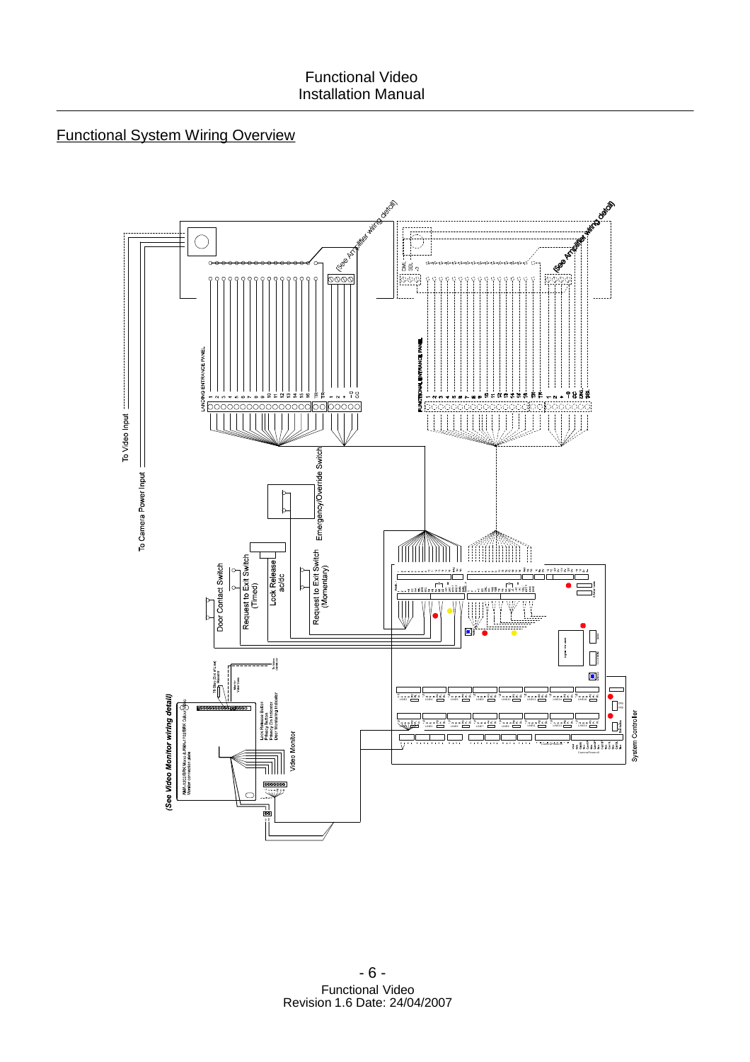## Functional System Wiring Overview

To Video Input

To Camera Power Input

(See Amplifier wiring detail)

(See Amplifier wiring detail)

LANDING ENTRANCE PANEL

FUNCTIONAL ENTRANCE PANEL

Emergency/Override Switch

Door Contact Switch

Request to Exit Switch (Timed)

Lock Release ac/dc

Request to Exit Switch (Momentary)

(See Video Monitor wiring detail)

Video Monitor

System Controller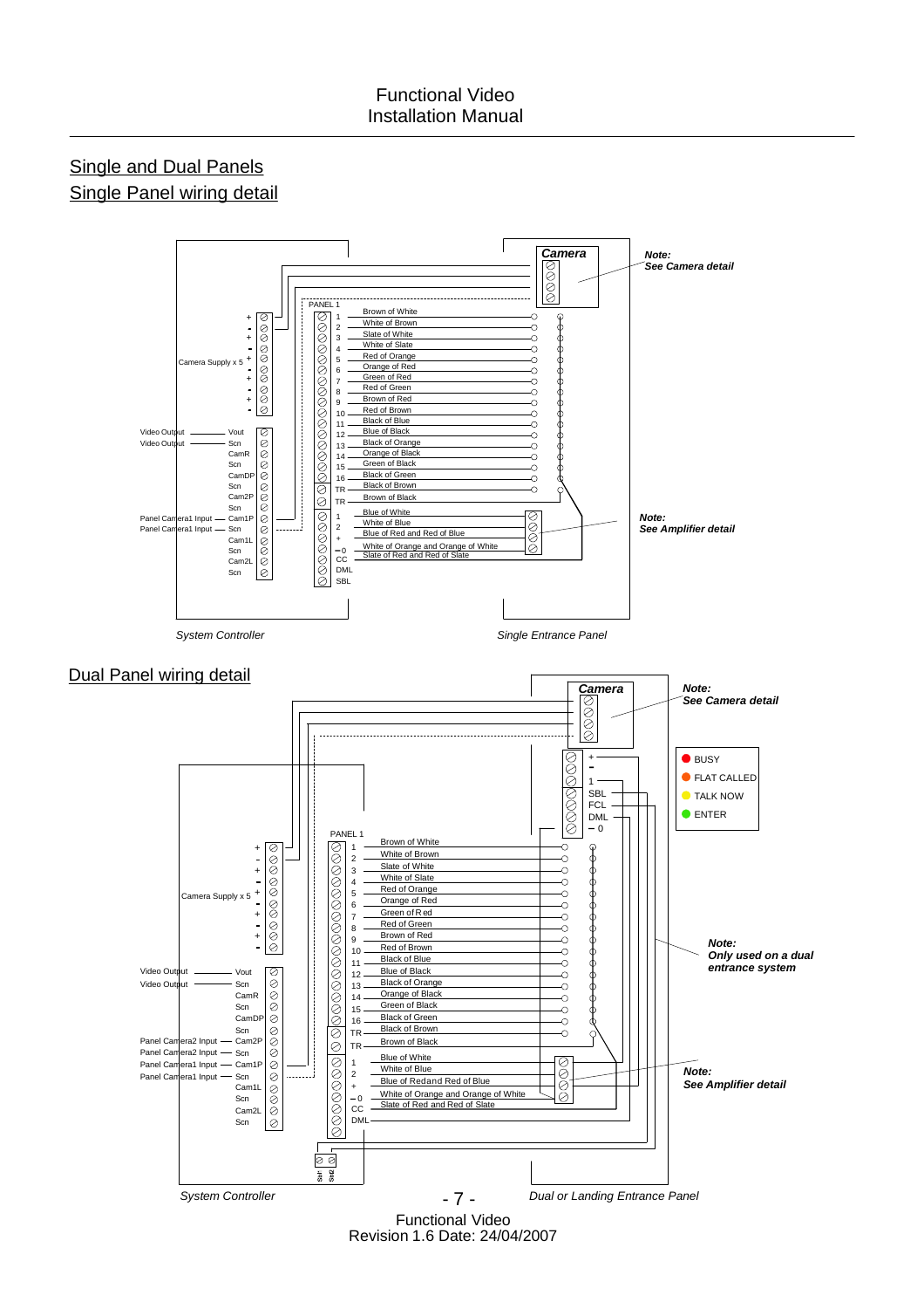## Single and Dual Panels

### Single Panel wiring detail

Camera

*Note: See Camera detail*

PANEL 1

| Terminal | Wire |
|---|---|
| 1 | Brown of White |
| 2 | White of Brown |
| 3 | Slate of White |
| 4 | White of Slate |
| 5 | Red of Orange |
| 6 | Orange of Red |
| 7 | Green of Red |
| 8 | Red of Green |
| 9 | Brown of Red |
| 10 | Red of Brown |
| 11 | Black of Blue |
| 12 | Blue of Black |
| 13 | Black of Orange |
| 14 | Orange of Black |
| 15 | Green of Black |
| 16 | Black of Green |
| TR | Black of Brown |
| TR | Brown of Black |
| 1 | Blue of White |
| 2 | White of Blue |
| + | Blue of Red and Red of Blue |
| – 0 | White of Orange and Orange of White |
| CC | Slate of Red and Red of Slate |
| DML | |
| SBL | |

Camera Supply x 5 (+ - + - + - + - + -)

Video Output — Vout
Video Output — Scn
CamR
Scn
CamDP
Scn
Cam2P
Scn
Panel Camera1 Input — Cam1P
Panel Camera1 Input — Scn
Cam1L
Scn
Cam2L
Scn

*Note: See Amplifier detail*

*System Controller* — *Single Entrance Panel*

### Dual Panel wiring detail

Camera

*Note: See Camera detail*

+, –, 1, SBL, FCL, DML, – 0

- BUSY
- FLAT CALLED
- TALK NOW
- ENTER

PANEL 1

| Terminal | Wire |
|---|---|
| 1 | Brown of White |
| 2 | White of Brown |
| 3 | Slate of White |
| 4 | White of Slate |
| 5 | Red of Orange |
| 6 | Orange of Red |
| 7 | Green of Red |
| 8 | Red of Green |
| 9 | Brown of Red |
| 10 | Red of Brown |
| 11 | Black of Blue |
| 12 | Blue of Black |
| 13 | Black of Orange |
| 14 | Orange of Black |
| 15 | Green of Black |
| 16 | Black of Green |
| TR | Black of Brown |
| TR | Brown of Black |
| 1 | Blue of White |
| 2 | White of Blue |
| + | Blue of Red and Red of Blue |
| – 0 | White of Orange and Orange of White |
| CC | Slate of Red and Red of Slate |
| DML | |

Camera Supply x 5 (+ - + - + - + - + -)

Video Output — Vout
Video Output — Scn
CamR
Scn
CamDP
Scn
Panel Camera2 Input — Cam2P
Panel Camera2 Input — Scn
Panel Camera1 Input — Cam1P
Panel Camera1 Input — Scn
Cam1L
Scn
Cam2L
Scn

Ssl1 Ssl2

*Note: Only used on a dual entrance system*

*Note: See Amplifier detail*

*System Controller* — *Dual or Landing Entrance Panel*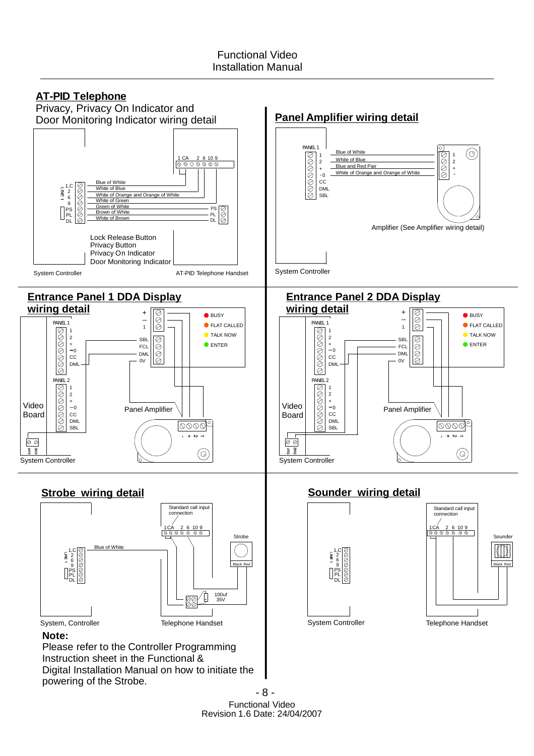## AT-PID Telephone

Privacy, Privacy On Indicator and Door Monitoring Indicator wiring detail

1,C
2
6
9
PS
PL
DL

LINE 1

1 CA 2 6 10 9

Blue of White
White of Blue
White of Orange and Orange of White
White of Green
Green of White
Brown of White
White of Brown

PS
PL
DL

Lock Release Button
Privacy Button
Privacy On Indicator
Door Monitoring Indicator

System Controller

AT-PID Telephone Handset

## Panel Amplifier wiring detail

PANEL 1
1
2
+
-0
CC
DML
SBL

Blue of White
White of Blue
Blue and Red Pair
White of Orange and Orange of White

1
2
+
-

Amplifier (See Amplifier wiring detail)

System Controller

## Entrance Panel 1 DDA Display wiring detail

PANEL 1
1
2
+
−0
CC
DML

PANEL 2
1
2
+
−0
CC
DML
SBL

+
−
1

SBL
FCL
DML
0V

BUSY
FLAT CALLED
TALK NOW
ENTER

Video Board

Panel Amplifier

- + 2 1

SW1 SW2

System Controller

## Entrance Panel 2 DDA Display wiring detail

PANEL 1
1
2
+
−0
CC
DML

PANEL 2
1
2
+
−0
CC
DML
SBL

+
−
1

SBL
FCL
DML
0V

BUSY
FLAT CALLED
TALK NOW
ENTER

Video Board

Panel Amplifier

- + 2 1

SW1 SW2

System Controller

## Strobe wiring detail

Standard call input connection

1CA 2 6 10 9

Strobe

Black Red

1,C
2
6
9
PS
PL
DL

LINE 1

Blue of White

100uf
35V

System, Controller

Telephone Handset

## Sounder wiring detail

Standard call input connection

1CA 2 6 10 9

Sounder

Black Red

1,C
2
6
9
PS
PL
DL

LINE 1

System Controller

Telephone Handset

**Note:**

Please refer to the Controller Programming Instruction sheet in the Functional & Digital Installation Manual on how to initiate the powering of the Strobe.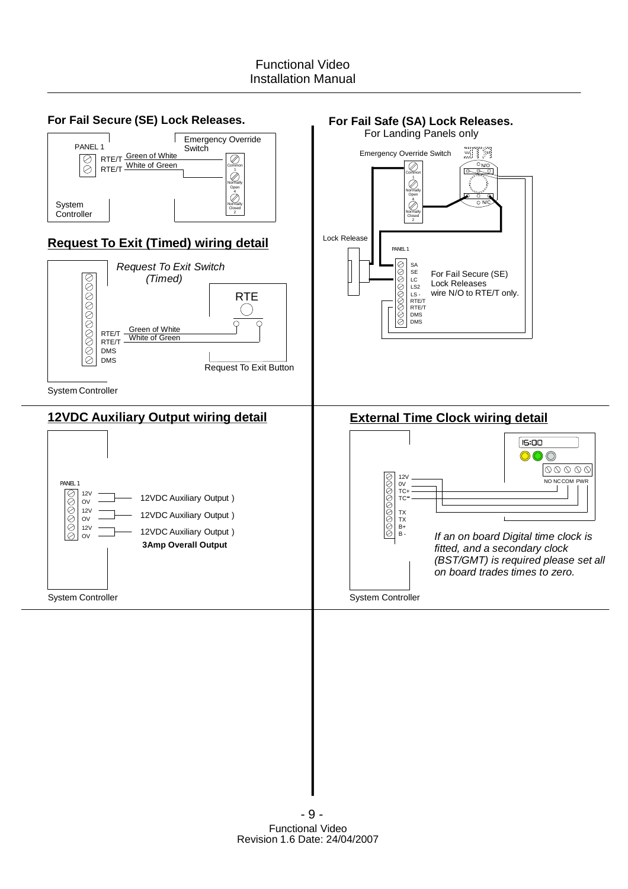## For Fail Secure (SE) Lock Releases.

PANEL 1

RTE/T Green of White

RTE/T White of Green

Emergency Override Switch

Common 1

Normally Open 4

Normally Closed 2

System Controller

## For Fail Safe (SA) Lock Releases.

For Landing Panels only

Emergency Override Switch

Common 1

Normally Open 4

Normally Closed 2

N/O

N/C

Lock Release

PANEL 1

SA
SE
LC
LS2
LS -
RTE/T
RTE/T
DMS
DMS

For Fail Secure (SE) Lock Releases wire N/O to RTE/T only.

## Request To Exit (Timed) wiring detail

*Request To Exit Switch (Timed)*

RTE

RTE/T Green of White

RTE/T White of Green

DMS

DMS

Request To Exit Button

System Controller

## 12VDC Auxiliary Output wiring detail

PANEL 1

12V
OV
12V
OV
12V
OV

12VDC Auxiliary Output )

12VDC Auxiliary Output )

12VDC Auxiliary Output )

**3Amp Overall Output**

System Controller

## External Time Clock wiring detail

12V
0V
TC+
TC-
TX
TX
B+
B -

15:00

NO NC COM PWR

*If an on board Digital time clock is fitted, and a secondary clock (BST/GMT) is required please set all on board trades times to zero.*

System Controller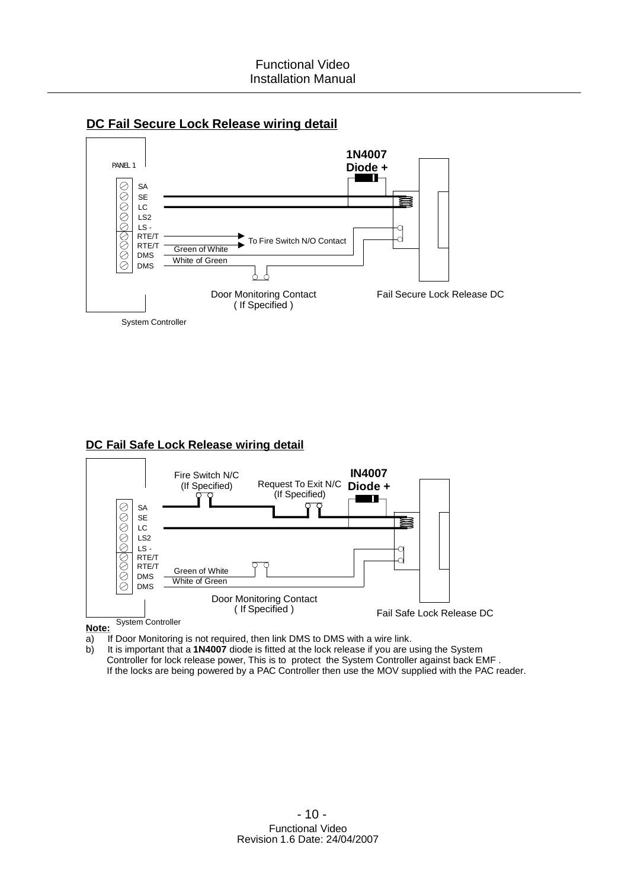## DC Fail Secure Lock Release wiring detail

PANEL 1

SA
SE
LC
LS2
LS -
RTE/T
RTE/T
DMS
DMS

1N4007
Diode +

To Fire Switch N/O Contact

Green of White

White of Green

Door Monitoring Contact
( If Specified )

Fail Secure Lock Release DC

System Controller

## DC Fail Safe Lock Release wiring detail

Fire Switch N/C
(If Specified)

Request To Exit N/C
(If Specified)

IN4007
Diode +

SA
SE
LC
LS2
LS -
RTE/T
RTE/T
DMS
DMS

Green of White

White of Green

Door Monitoring Contact
( If Specified )

Fail Safe Lock Release DC

System Controller

**Note:**

a) If Door Monitoring is not required, then link DMS to DMS with a wire link.

b) It is important that a **1N4007** diode is fitted at the lock release if you are using the System Controller for lock release power, This is to protect the System Controller against back EMF . If the locks are being powered by a PAC Controller then use the MOV supplied with the PAC reader.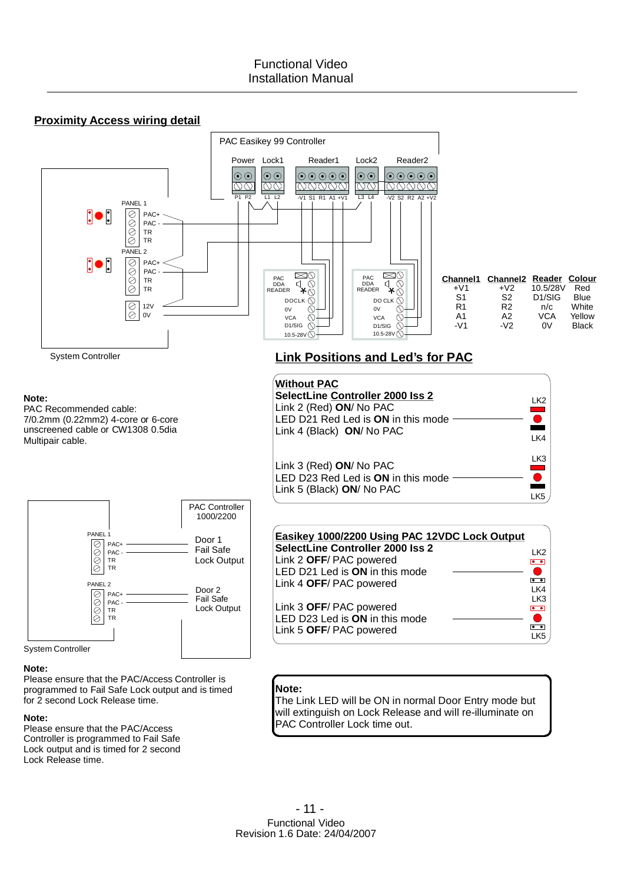## Proximity Access wiring detail

PAC Easikey 99 Controller

Power Lock1 Reader1 Lock2 Reader2

P1 P2 L1 L2 -V1 S1 R1 A1 +V1 L3 L4 -V2 S2 R2 A2 +V2

PANEL 1: PAC+ PAC - TR TR

PANEL 2: PAC+ PAC - TR TR

12V 0V

System Controller

PAC DDA READER: DOCLK 0V VCA D1/SIG 10.5-28V

PAC DDA READER: DO CLK 0V VCA D1/SIG 10.5-28V

| Channel1 | Channel2 | Reader | Colour |
|---|---|---|---|
| +V1 | +V2 | 10.5/28V | Red |
| S1 | S2 | D1/SIG | Blue |
| R1 | R2 | n/c | White |
| A1 | A2 | VCA | Yellow |
| -V1 | -V2 | 0V | Black |

**Note:**
PAC Recommended cable:
7/0.2mm (0.22mm2) 4-core or 6-core unscreened cable or CW1308 0.5dia Multipair cable.

## Link Positions and Led's for PAC

**Without PAC**
**SelectLine Controller 2000 Iss 2**
Link 2 (Red) **ON**/ No PAC
LED D21 Red Led is **ON** in this mode
Link 4 (Black) **ON**/ No PAC

Link 3 (Red) **ON**/ No PAC
LED D23 Red Led is **ON** in this mode
Link 5 (Black) **ON**/ No PAC

LK2 LK4 LK3 LK5

PANEL 1: PAC+ PAC - TR TR — Door 1 Fail Safe Lock Output

PANEL 2: PAC+ PAC - TR TR — Door 2 Fail Safe Lock Output

PAC Controller 1000/2200

System Controller

**Easikey 1000/2200 Using PAC 12VDC Lock Output**
**SelectLine Controller 2000 Iss 2**
Link 2 **OFF**/ PAC powered
LED D21 Led is **ON** in this mode
Link 4 **OFF**/ PAC powered

Link 3 **OFF**/ PAC powered
LED D23 Led is **ON** in this mode
Link 5 **OFF**/ PAC powered

LK2 LK4 LK3 LK5

**Note:**
Please ensure that the PAC/Access Controller is programmed to Fail Safe Lock output and is timed for 2 second Lock Release time.

**Note:**
Please ensure that the PAC/Access Controller is programmed to Fail Safe Lock output and is timed for 2 second Lock Release time.

**Note:**
The Link LED will be ON in normal Door Entry mode but will extinguish on Lock Release and will re-illuminate on PAC Controller Lock time out.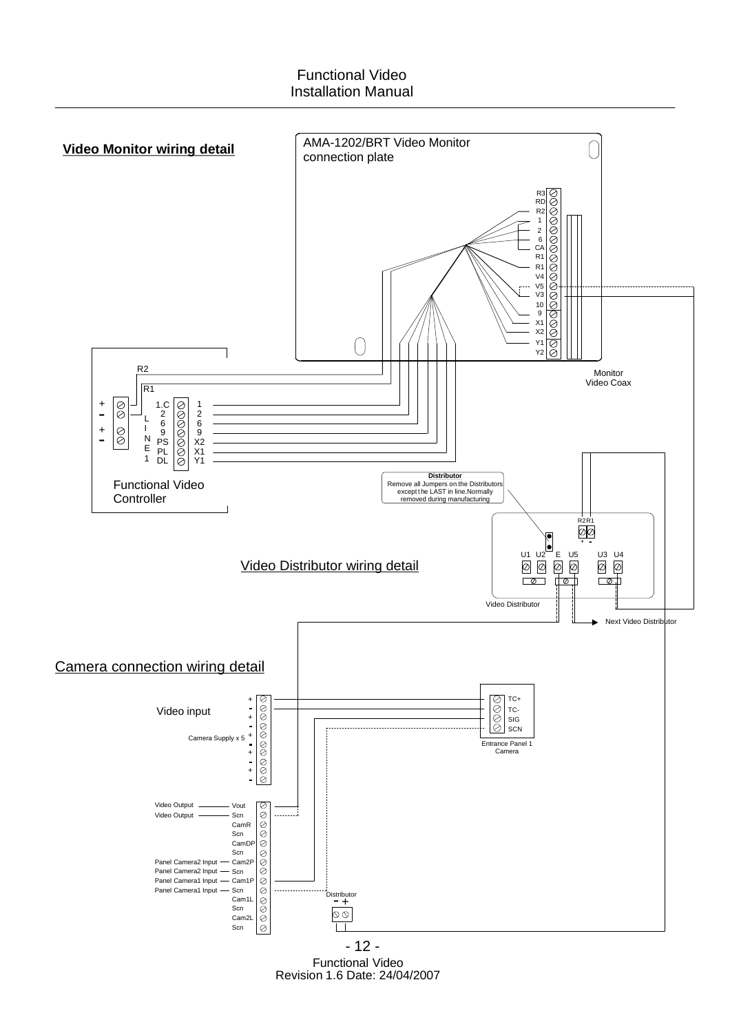## Video Monitor wiring detail

AMA-1202/BRT Video Monitor connection plate

R3
RD
R2
1
2
6
CA
R1
R1
V4
V5
V3
10
9
X1
X2
Y1
Y2

Monitor Video Coax

R2
R1

| | LINE 1 | |
|---|---|---|
| + - + - | 1.C | 1 |
| | 2 | 2 |
| | 6 | 6 |
| | 9 | 9 |
| | PS | X2 |
| | PL | X1 |
| | DL | Y1 |

Functional Video Controller

**Distributor**
Remove all Jumpers on the Distributors except the LAST in line. Normally removed during manufacturing

## Video Distributor wiring detail

R2 R1
\+ -
U1 U2 E U5 U3 U4

Video Distributor

Next Video Distributor

## Camera connection wiring detail

Video input
Camera Supply x 5

TC+
TC-
SIG
SCN

Entrance Panel 1 Camera

| | |
|---|---|
| Video Output | Vout |
| Video Output | Scn |
| | CamR |
| | Scn |
| | CamDP |
| | Scn |
| Panel Camera2 Input | Cam2P |
| Panel Camera2 Input | Scn |
| Panel Camera1 Input | Cam1P |
| Panel Camera1 Input | Scn |
| | Cam1L |
| | Scn |
| | Cam2L |
| | Scn |

Distributor
\- +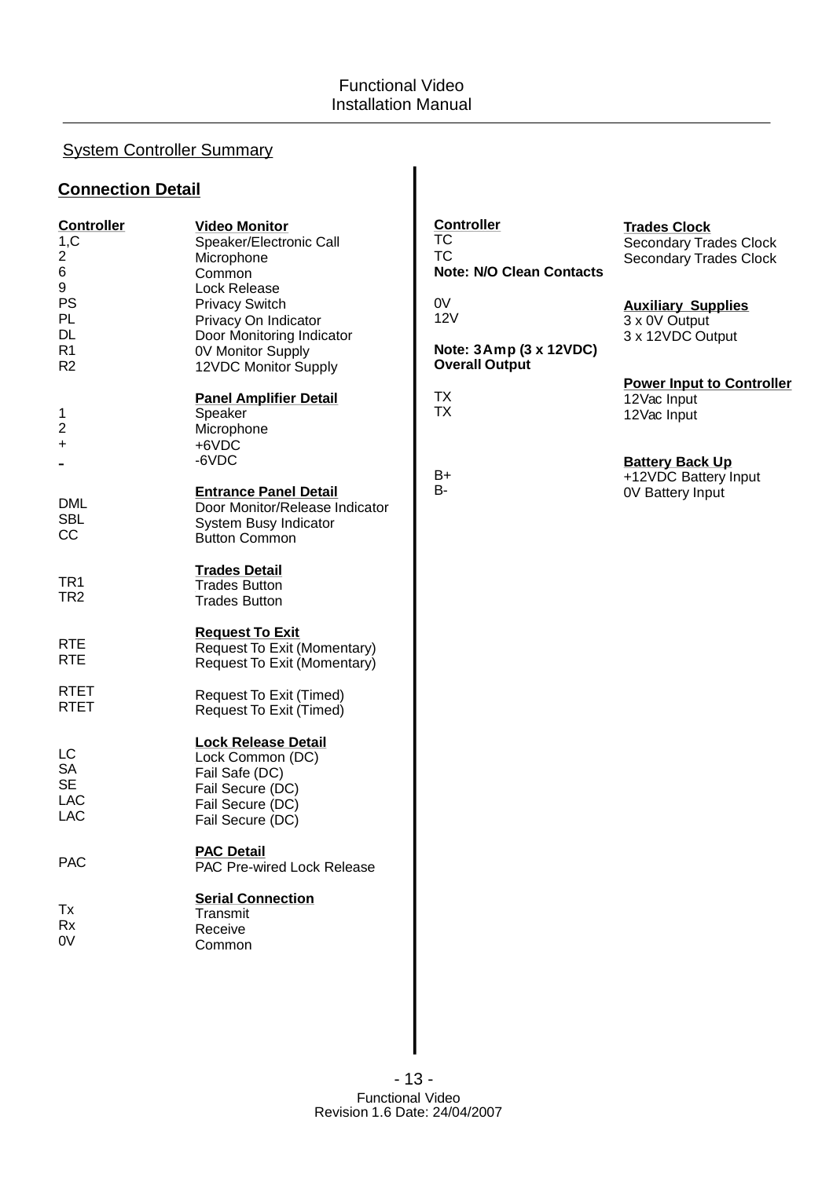System Controller Summary

## Connection Detail

| Controller | Video Monitor |
|---|---|
| 1,C | Speaker/Electronic Call |
| 2 | Microphone |
| 6 | Common |
| 9 | Lock Release |
| PS | Privacy Switch |
| PL | Privacy On Indicator |
| DL | Door Monitoring Indicator |
| R1 | 0V Monitor Supply |
| R2 | 12VDC Monitor Supply |
| | **Panel Amplifier Detail** |
| 1 | Speaker |
| 2 | Microphone |
| + | +6VDC |
| - | -6VDC |
| | **Entrance Panel Detail** |
| DML | Door Monitor/Release Indicator |
| SBL | System Busy Indicator |
| CC | Button Common |
| | **Trades Detail** |
| TR1 | Trades Button |
| TR2 | Trades Button |
| | **Request To Exit** |
| RTE | Request To Exit (Momentary) |
| RTE | Request To Exit (Momentary) |
| RTET | Request To Exit (Timed) |
| RTET | Request To Exit (Timed) |
| | **Lock Release Detail** |
| LC | Lock Common (DC) |
| SA | Fail Safe (DC) |
| SE | Fail Secure (DC) |
| LAC | Fail Secure (DC) |
| LAC | Fail Secure (DC) |
| | **PAC Detail** |
| PAC | PAC Pre-wired Lock Release |
| | **Serial Connection** |
| Tx | Transmit |
| Rx | Receive |
| 0V | Common |

| Controller | Trades Clock |
|---|---|
| TC | Secondary Trades Clock |
| TC | Secondary Trades Clock |
| **Note: N/O Clean Contacts** | |
| | **Auxiliary Supplies** |
| 0V | 3 x 0V Output |
| 12V | 3 x 12VDC Output |
| **Note: 3Amp (3 x 12VDC) Overall Output** | |
| | **Power Input to Controller** |
| TX | 12Vac Input |
| TX | 12Vac Input |
| | **Battery Back Up** |
| B+ | +12VDC Battery Input |
| B- | 0V Battery Input |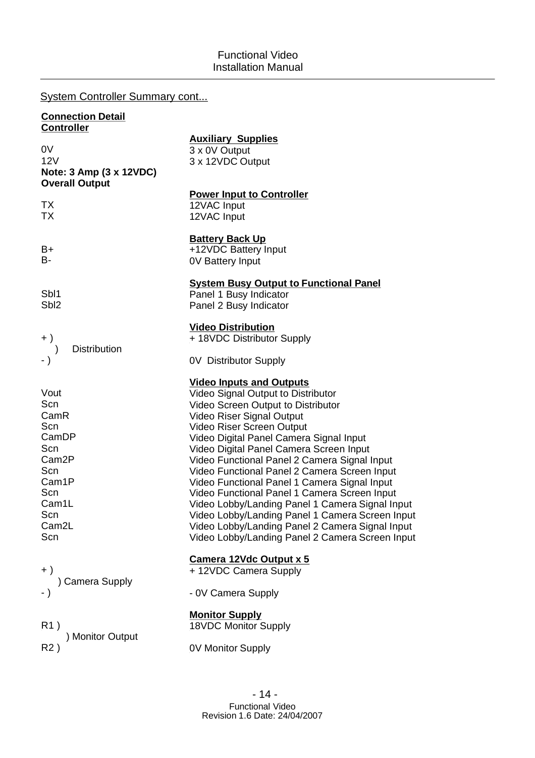System Controller Summary cont...

**Connection Detail**
**Controller**

| | **Auxiliary Supplies** |
|---|---|
| 0V | 3 x 0V Output |
| 12V | 3 x 12VDC Output |
| **Note: 3 Amp (3 x 12VDC) Overall Output** | |
| | **Power Input to Controller** |
| TX | 12VAC Input |
| TX | 12VAC Input |
| | **Battery Back Up** |
| B+ | +12VDC Battery Input |
| B- | 0V Battery Input |
| | **System Busy Output to Functional Panel** |
| Sbl1 | Panel 1 Busy Indicator |
| Sbl2 | Panel 2 Busy Indicator |
| | **Video Distribution** |
| + ) | + 18VDC Distributor Supply |
| ) Distribution | |
| - ) | 0V Distributor Supply |
| | **Video Inputs and Outputs** |
| Vout | Video Signal Output to Distributor |
| Scn | Video Screen Output to Distributor |
| CamR | Video Riser Signal Output |
| Scn | Video Riser Screen Output |
| CamDP | Video Digital Panel Camera Signal Input |
| Scn | Video Digital Panel Camera Screen Input |
| Cam2P | Video Functional Panel 2 Camera Signal Input |
| Scn | Video Functional Panel 2 Camera Screen Input |
| Cam1P | Video Functional Panel 1 Camera Signal Input |
| Scn | Video Functional Panel 1 Camera Screen Input |
| Cam1L | Video Lobby/Landing Panel 1 Camera Signal Input |
| Scn | Video Lobby/Landing Panel 1 Camera Screen Input |
| Cam2L | Video Lobby/Landing Panel 2 Camera Signal Input |
| Scn | Video Lobby/Landing Panel 2 Camera Screen Input |
| | **Camera 12Vdc Output x 5** |
| + ) | + 12VDC Camera Supply |
| ) Camera Supply | |
| - ) | - 0V Camera Supply |
| | **Monitor Supply** |
| R1 ) | 18VDC Monitor Supply |
| ) Monitor Output | |
| R2 ) | 0V Monitor Supply |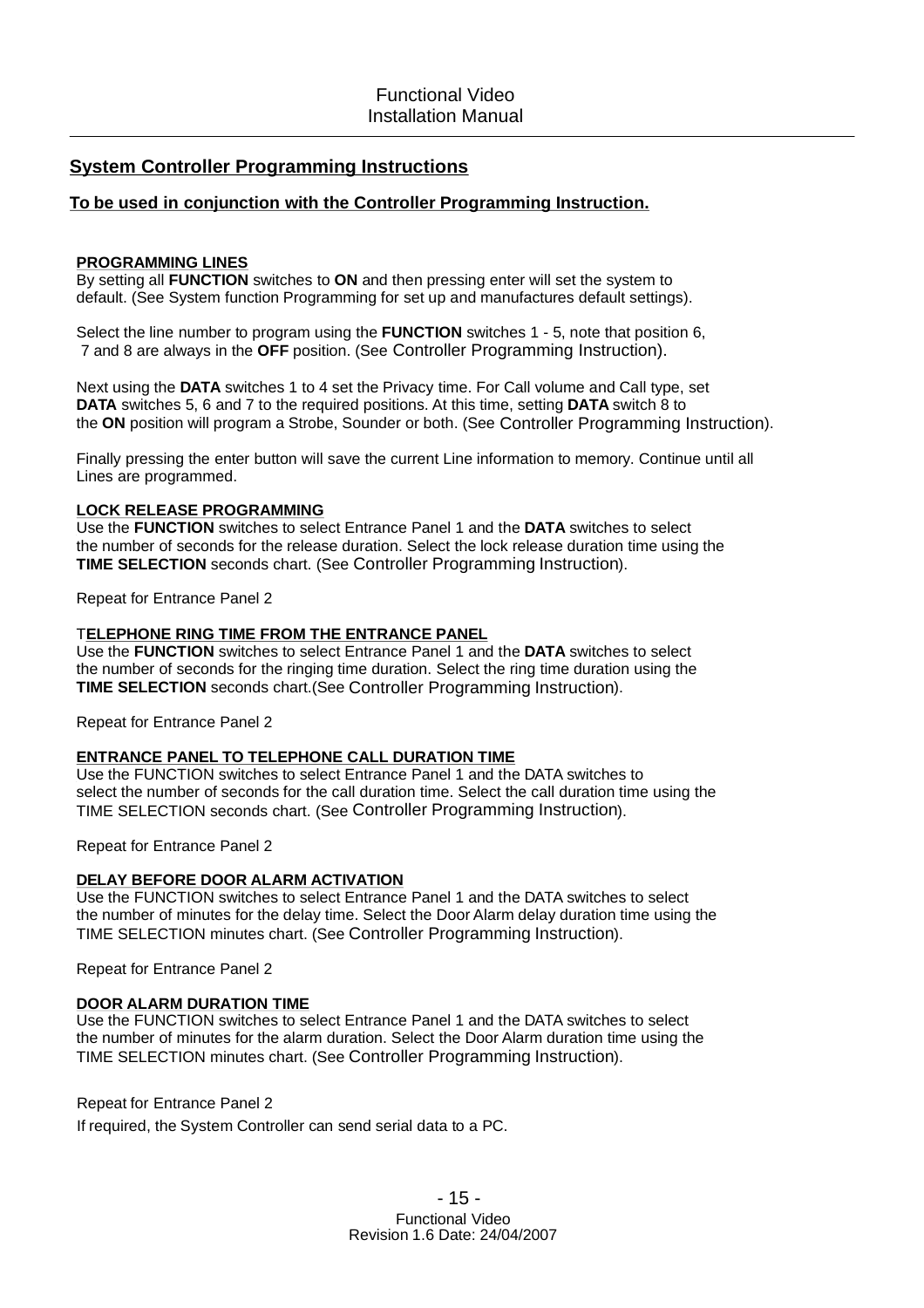## System Controller Programming Instructions

**To be used in conjunction with the Controller Programming Instruction.**

### PROGRAMMING LINES

By setting all **FUNCTION** switches to **ON** and then pressing enter will set the system to default. (See System function Programming for set up and manufactures default settings).

Select the line number to program using the **FUNCTION** switches 1 - 5, note that position 6, 7 and 8 are always in the **OFF** position. (See Controller Programming Instruction).

Next using the **DATA** switches 1 to 4 set the Privacy time. For Call volume and Call type, set **DATA** switches 5, 6 and 7 to the required positions. At this time, setting **DATA** switch 8 to the **ON** position will program a Strobe, Sounder or both. (See Controller Programming Instruction).

Finally pressing the enter button will save the current Line information to memory. Continue until all Lines are programmed.

### LOCK RELEASE PROGRAMMING

Use the **FUNCTION** switches to select Entrance Panel 1 and the **DATA** switches to select the number of seconds for the release duration. Select the lock release duration time using the **TIME SELECTION** seconds chart. (See Controller Programming Instruction).

Repeat for Entrance Panel 2

### TELEPHONE RING TIME FROM THE ENTRANCE PANEL

Use the **FUNCTION** switches to select Entrance Panel 1 and the **DATA** switches to select the number of seconds for the ringing time duration. Select the ring time duration using the **TIME SELECTION** seconds chart.(See Controller Programming Instruction).

Repeat for Entrance Panel 2

### ENTRANCE PANEL TO TELEPHONE CALL DURATION TIME

Use the FUNCTION switches to select Entrance Panel 1 and the DATA switches to select the number of seconds for the call duration time. Select the call duration time using the TIME SELECTION seconds chart. (See Controller Programming Instruction).

Repeat for Entrance Panel 2

### DELAY BEFORE DOOR ALARM ACTIVATION

Use the FUNCTION switches to select Entrance Panel 1 and the DATA switches to select the number of minutes for the delay time. Select the Door Alarm delay duration time using the TIME SELECTION minutes chart. (See Controller Programming Instruction).

Repeat for Entrance Panel 2

### DOOR ALARM DURATION TIME

Use the FUNCTION switches to select Entrance Panel 1 and the DATA switches to select the number of minutes for the alarm duration. Select the Door Alarm duration time using the TIME SELECTION minutes chart. (See Controller Programming Instruction).

Repeat for Entrance Panel 2

If required, the System Controller can send serial data to a PC.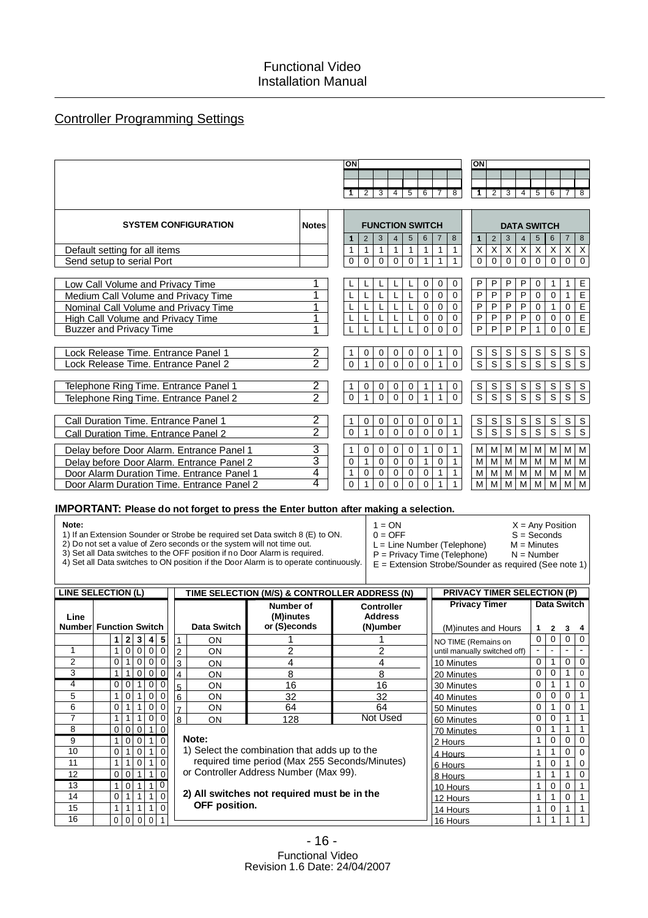## Controller Programming Settings

| SYSTEM CONFIGURATION | Notes | FUNCTION SWITCH 1 | 2 | 3 | 4 | 5 | 6 | 7 | 8 | DATA SWITCH 1 | 2 | 3 | 4 | 5 | 6 | 7 | 8 |
|---|---|---|---|---|---|---|---|---|---|---|---|---|---|---|---|---|---|
| Default setting for all items | | 1 | 1 | 1 | 1 | 1 | 1 | 1 | 1 | X | X | X | X | X | X | X | X |
| Send setup to serial Port | | 0 | 0 | 0 | 0 | 0 | 1 | 1 | 1 | 0 | 0 | 0 | 0 | 0 | 0 | 0 | 0 |
| Low Call Volume and Privacy Time | 1 | L | L | L | L | L | 0 | 0 | 0 | P | P | P | P | 0 | 1 | 1 | E |
| Medium Call Volume and Privacy Time | 1 | L | L | L | L | L | 0 | 0 | 0 | P | P | P | P | 0 | 0 | 1 | E |
| Nominal Call Volume and Privacy Time | 1 | L | L | L | L | L | 0 | 0 | 0 | P | P | P | P | 0 | 1 | 0 | E |
| High Call Volume and Privacy Time | 1 | L | L | L | L | L | 0 | 0 | 0 | P | P | P | P | 0 | 0 | 0 | E |
| Buzzer and Privacy Time | 1 | L | L | L | L | L | 0 | 0 | 0 | P | P | P | P | 1 | 0 | 0 | E |
| Lock Release Time. Entrance Panel 1 | 2 | 1 | 0 | 0 | 0 | 0 | 0 | 1 | 0 | S | S | S | S | S | S | S | S |
| Lock Release Time. Entrance Panel 2 | 2 | 0 | 1 | 0 | 0 | 0 | 0 | 1 | 0 | S | S | S | S | S | S | S | S |
| Telephone Ring Time. Entrance Panel 1 | 2 | 1 | 0 | 0 | 0 | 0 | 1 | 1 | 0 | S | S | S | S | S | S | S | S |
| Telephone Ring Time. Entrance Panel 2 | 2 | 0 | 1 | 0 | 0 | 0 | 1 | 1 | 0 | S | S | S | S | S | S | S | S |
| Call Duration Time. Entrance Panel 1 | 2 | 1 | 0 | 0 | 0 | 0 | 0 | 0 | 1 | S | S | S | S | S | S | S | S |
| Call Duration Time. Entrance Panel 2 | 2 | 0 | 1 | 0 | 0 | 0 | 0 | 0 | 1 | S | S | S | S | S | S | S | S |
| Delay before Door Alarm. Entrance Panel 1 | 3 | 1 | 0 | 0 | 0 | 0 | 1 | 0 | 1 | M | M | M | M | M | M | M | M |
| Delay before Door Alarm. Entrance Panel 2 | 3 | 0 | 1 | 0 | 0 | 0 | 1 | 0 | 1 | M | M | M | M | M | M | M | M |
| Door Alarm Duration Time. Entrance Panel 1 | 4 | 1 | 0 | 0 | 0 | 0 | 0 | 1 | 1 | M | M | M | M | M | M | M | M |
| Door Alarm Duration Time. Entrance Panel 2 | 4 | 0 | 1 | 0 | 0 | 0 | 0 | 1 | 1 | M | M | M | M | M | M | M | M |

**IMPORTANT: Please do not forget to press the Enter button after making a selection.**

**Note:**
1) If an Extension Sounder or Strobe be required set Data switch 8 (E) to ON.
2) Do not set a value of Zero seconds or the system will not time out.
3) Set all Data switches to the OFF position if no Door Alarm is required.
4) Set all Data switches to ON position if the Door Alarm is to operate continuously.

1 = ON
0 = OFF
L = Line Number (Telephone)
P = Privacy Time (Telephone)
E = Extension Strobe/Sounder as required (See note 1)
X = Any Position
S = Seconds
M = Minutes
N = Number

**LINE SELECTION (L)**

| Line Number | Function Switch 1 | 2 | 3 | 4 | 5 |
|---|---|---|---|---|---|
| 1 | 1 | 0 | 0 | 0 | 0 |
| 2 | 0 | 1 | 0 | 0 | 0 |
| 3 | 1 | 1 | 0 | 0 | 0 |
| 4 | 0 | 0 | 1 | 0 | 0 |
| 5 | 1 | 0 | 1 | 0 | 0 |
| 6 | 0 | 1 | 1 | 0 | 0 |
| 7 | 1 | 1 | 1 | 0 | 0 |
| 8 | 0 | 0 | 0 | 1 | 0 |
| 9 | 1 | 0 | 0 | 1 | 0 |
| 10 | 0 | 1 | 0 | 1 | 0 |
| 11 | 1 | 1 | 0 | 1 | 0 |
| 12 | 0 | 0 | 1 | 1 | 0 |
| 13 | 1 | 0 | 1 | 1 | 0 |
| 14 | 0 | 1 | 1 | 1 | 0 |
| 15 | 1 | 1 | 1 | 1 | 0 |
| 16 | 0 | 0 | 0 | 0 | 1 |

**TIME SELECTION (M/S) & CONTROLLER ADDRESS (N)**

| | Data Switch | Number of (M)inutes or (S)econds | Controller Address (N)umber |
|---|---|---|---|
| 1 | ON | 1 | 1 |
| 2 | ON | 2 | 2 |
| 3 | ON | 4 | 4 |
| 4 | ON | 8 | 8 |
| 5 | ON | 16 | 16 |
| 6 | ON | 32 | 32 |
| 7 | ON | 64 | 64 |
| 8 | ON | 128 | Not Used |

**Note:**
1) Select the combination that adds up to the required time period (Max 255 Seconds/Minutes) or Controller Address Number (Max 99).

**2) All switches not required must be in the OFF position.**

**PRIVACY TIMER SELECTION (P)**

| Privacy Timer (M)inutes and Hours | Data Switch 1 | 2 | 3 | 4 |
|---|---|---|---|---|
| NO TIME (Remains on | 0 | 0 | 0 | 0 |
| until manually switched off) | - | - | - | - |
| 10 Minutes | 0 | 1 | 0 | 0 |
| 20 Minutes | 0 | 0 | 1 | 0 |
| 30 Minutes | 0 | 1 | 1 | 0 |
| 40 Minutes | 0 | 0 | 0 | 1 |
| 50 Minutes | 0 | 1 | 0 | 1 |
| 60 Minutes | 0 | 0 | 1 | 1 |
| 70 Minutes | 0 | 1 | 1 | 1 |
| 2 Hours | 1 | 0 | 0 | 0 |
| 4 Hours | 1 | 1 | 0 | 0 |
| 6 Hours | 1 | 0 | 1 | 0 |
| 8 Hours | 1 | 1 | 1 | 0 |
| 10 Hours | 1 | 0 | 0 | 1 |
| 12 Hours | 1 | 1 | 0 | 1 |
| 14 Hours | 1 | 0 | 1 | 1 |
| 16 Hours | 1 | 1 | 1 | 1 |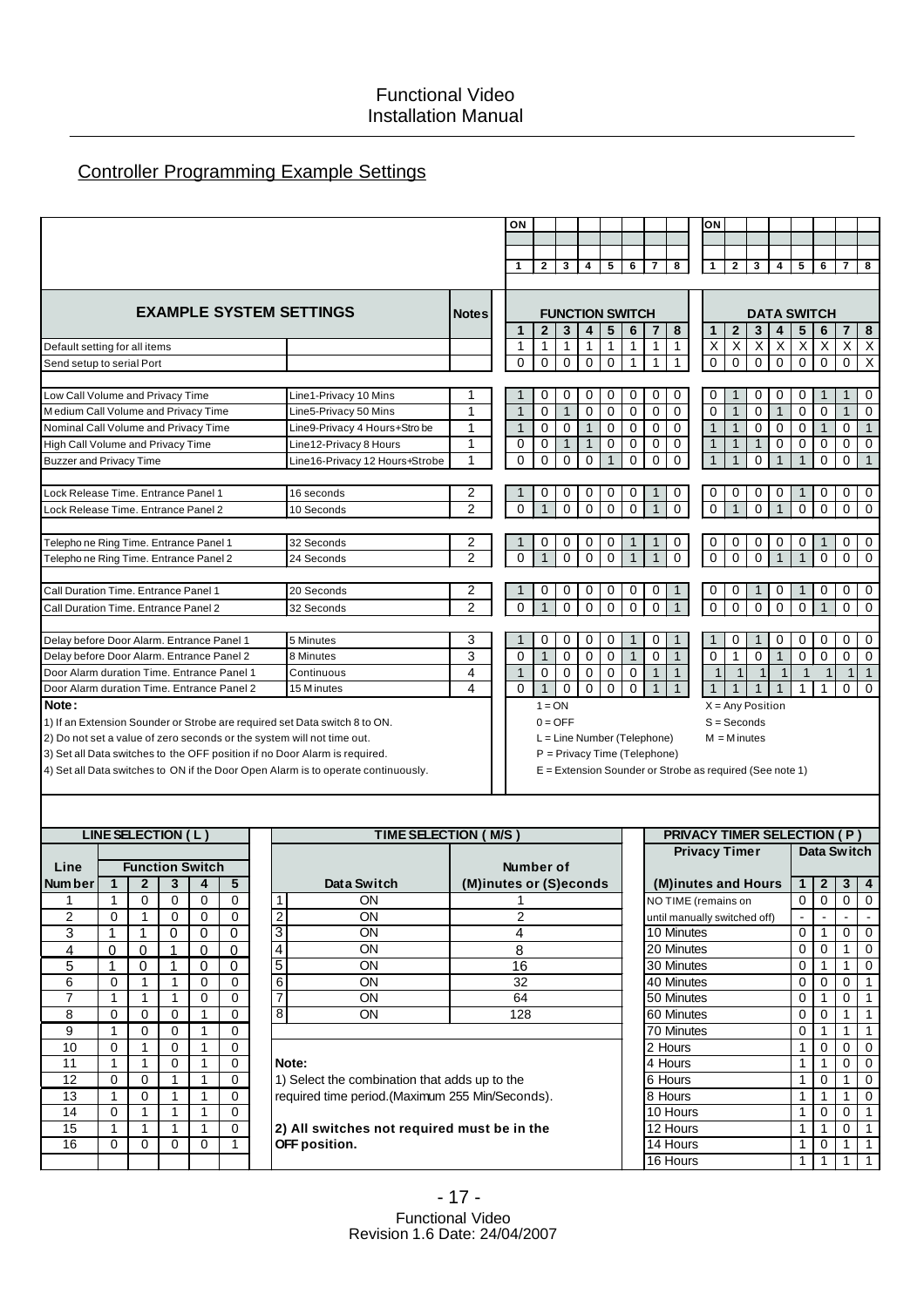## Controller Programming Example Settings

| EXAMPLE SYSTEM SETTINGS | | Notes | FUNCTION SWITCH | | | | | | | | DATA SWITCH | | | | | | | |
|---|---|---|---|---|---|---|---|---|---|---|---|---|---|---|---|---|---|---|
| | | | 1 | 2 | 3 | 4 | 5 | 6 | 7 | 8 | 1 | 2 | 3 | 4 | 5 | 6 | 7 | 8 |
| Default setting for all items | | | 1 | 1 | 1 | 1 | 1 | 1 | 1 | 1 | X | X | X | X | X | X | X | X |
| Send setup to serial Port | | | 0 | 0 | 0 | 0 | 0 | 1 | 1 | 1 | 0 | 0 | 0 | 0 | 0 | 0 | 0 | X |
| Low Call Volume and Privacy Time | Line1-Privacy 10 Mins | 1 | 1 | 0 | 0 | 0 | 0 | 0 | 0 | 0 | 0 | 1 | 0 | 0 | 0 | 1 | 1 | 0 |
| Medium Call Volume and Privacy Time | Line5-Privacy 50 Mins | 1 | 1 | 0 | 1 | 0 | 0 | 0 | 0 | 0 | 0 | 1 | 0 | 1 | 0 | 0 | 1 | 0 |
| Nominal Call Volume and Privacy Time | Line9-Privacy 4 Hours+Strobe | 1 | 1 | 0 | 0 | 1 | 0 | 0 | 0 | 0 | 1 | 1 | 0 | 0 | 0 | 1 | 0 | 1 |
| High Call Volume and Privacy Time | Line12-Privacy 8 Hours | 1 | 0 | 0 | 1 | 1 | 0 | 0 | 0 | 0 | 1 | 1 | 1 | 0 | 0 | 0 | 0 | 0 |
| Buzzer and Privacy Time | Line16-Privacy 12 Hours+Strobe | 1 | 0 | 0 | 0 | 0 | 1 | 0 | 0 | 0 | 1 | 1 | 0 | 1 | 1 | 0 | 0 | 1 |
| Lock Release Time. Entrance Panel 1 | 16 seconds | 2 | 1 | 0 | 0 | 0 | 0 | 0 | 1 | 0 | 0 | 0 | 0 | 0 | 1 | 0 | 0 | 0 |
| Lock Release Time. Entrance Panel 2 | 10 Seconds | 2 | 0 | 1 | 0 | 0 | 0 | 0 | 1 | 0 | 0 | 1 | 0 | 1 | 0 | 0 | 0 | 0 |
| Telephone Ring Time. Entrance Panel 1 | 32 Seconds | 2 | 1 | 0 | 0 | 0 | 0 | 1 | 1 | 0 | 0 | 0 | 0 | 0 | 0 | 1 | 0 | 0 |
| Telephone Ring Time. Entrance Panel 2 | 24 Seconds | 2 | 0 | 1 | 0 | 0 | 0 | 1 | 1 | 0 | 0 | 0 | 0 | 1 | 1 | 0 | 0 | 0 |
| Call Duration Time. Entrance Panel 1 | 20 Seconds | 2 | 1 | 0 | 0 | 0 | 0 | 0 | 0 | 1 | 0 | 0 | 1 | 0 | 1 | 0 | 0 | 0 |
| Call Duration Time. Entrance Panel 2 | 32 Seconds | 2 | 0 | 1 | 0 | 0 | 0 | 0 | 0 | 1 | 0 | 0 | 0 | 0 | 0 | 1 | 0 | 0 |
| Delay before Door Alarm. Entrance Panel 1 | 5 Minutes | 3 | 1 | 0 | 0 | 0 | 0 | 1 | 0 | 1 | 1 | 0 | 1 | 0 | 0 | 0 | 0 | 0 |
| Delay before Door Alarm. Entrance Panel 2 | 8 Minutes | 3 | 0 | 1 | 0 | 0 | 0 | 1 | 0 | 1 | 0 | 1 | 0 | 1 | 0 | 0 | 0 | 0 |
| Door Alarm duration Time. Entrance Panel 1 | Continuous | 4 | 1 | 0 | 0 | 0 | 0 | 0 | 1 | 1 | 1 | 1 | 1 | 1 | 1 | 1 | 1 | 1 |
| Door Alarm duration Time. Entrance Panel 2 | 15 Minutes | 4 | 0 | 1 | 0 | 0 | 0 | 0 | 1 | 1 | 1 | 1 | 1 | 1 | 1 | 1 | 0 | 0 |

**Note:**

1) If an Extension Sounder or Strobe are required set Data switch 8 to ON.
2) Do not set a value of zero seconds or the system will not time out.
3) Set all Data switches to the OFF position if no Door Alarm is required.
4) Set all Data switches to ON if the Door Open Alarm is to operate continuously.

1 = ON
0 = OFF
L = Line Number (Telephone)
P = Privacy Time (Telephone)
E = Extension Sounder or Strobe as required (See note 1)
X = Any Position
S = Seconds
M = Minutes

**LINE SELECTION ( L )**

| Line Number | Function Switch 1 | 2 | 3 | 4 | 5 |
|---|---|---|---|---|---|
| 1 | 1 | 0 | 0 | 0 | 0 |
| 2 | 0 | 1 | 0 | 0 | 0 |
| 3 | 1 | 1 | 0 | 0 | 0 |
| 4 | 0 | 0 | 1 | 0 | 0 |
| 5 | 1 | 0 | 1 | 0 | 0 |
| 6 | 0 | 1 | 1 | 0 | 0 |
| 7 | 1 | 1 | 1 | 0 | 0 |
| 8 | 0 | 0 | 0 | 1 | 0 |
| 9 | 1 | 0 | 0 | 1 | 0 |
| 10 | 0 | 1 | 0 | 1 | 0 |
| 11 | 1 | 1 | 0 | 1 | 0 |
| 12 | 0 | 0 | 1 | 1 | 0 |
| 13 | 1 | 0 | 1 | 1 | 0 |
| 14 | 0 | 1 | 1 | 1 | 0 |
| 15 | 1 | 1 | 1 | 1 | 0 |
| 16 | 0 | 0 | 0 | 0 | 1 |

**TIME SELECTION ( M/S )**

| | Data Switch | Number of (M)inutes or (S)econds |
|---|---|---|
| 1 | ON | 1 |
| 2 | ON | 2 |
| 3 | ON | 4 |
| 4 | ON | 8 |
| 5 | ON | 16 |
| 6 | ON | 32 |
| 7 | ON | 64 |
| 8 | ON | 128 |

**Note:**

1) Select the combination that adds up to the required time period.(Maximum 255 Min/Seconds).

**2) All switches not required must be in the OFF position.**

**PRIVACY TIMER SELECTION ( P )**

| Privacy Timer (M)inutes and Hours | Data Switch 1 | 2 | 3 | 4 |
|---|---|---|---|---|
| NO TIME (remains on | 0 | 0 | 0 | 0 |
| until manually switched off) | - | - | - | - |
| 10 Minutes | 0 | 1 | 0 | 0 |
| 20 Minutes | 0 | 0 | 1 | 0 |
| 30 Minutes | 0 | 1 | 1 | 0 |
| 40 Minutes | 0 | 0 | 0 | 1 |
| 50 Minutes | 0 | 1 | 0 | 1 |
| 60 Minutes | 0 | 0 | 1 | 1 |
| 70 Minutes | 0 | 1 | 1 | 1 |
| 2 Hours | 1 | 0 | 0 | 0 |
| 4 Hours | 1 | 1 | 0 | 0 |
| 6 Hours | 1 | 0 | 1 | 0 |
| 8 Hours | 1 | 1 | 1 | 0 |
| 10 Hours | 1 | 0 | 0 | 1 |
| 12 Hours | 1 | 1 | 0 | 1 |
| 14 Hours | 1 | 0 | 1 | 1 |
| 16 Hours | 1 | 1 | 1 | 1 |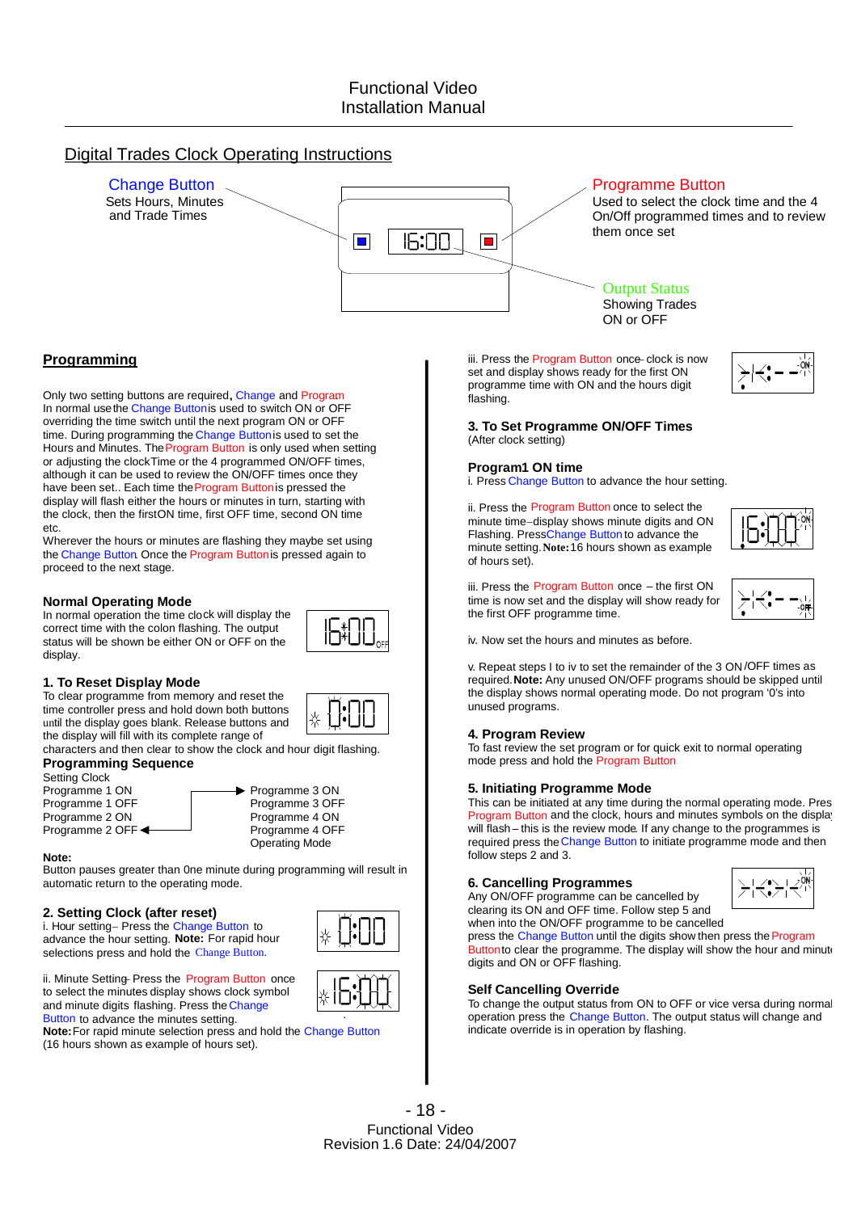## Digital Trades Clock Operating Instructions

**Change Button**
Sets Hours, Minutes and Trade Times

**Programme Button**
Used to select the clock time and the 4 On/Off programmed times and to review them once set

**Output Status**
Showing Trades ON or OFF

### Programming

Only two setting buttons are required, Change and Program
In normal use the Change Button is used to switch ON or OFF overriding the time switch until the next program ON or OFF time. During programming the Change Button is used to set the Hours and Minutes. The Program Button is only used when setting or adjusting the clock Time or the 4 programmed ON/OFF times, although it can be used to review the ON/OFF times once they have been set.. Each time the Program Button is pressed the display will flash either the hours or minutes in turn, starting with the clock, then the first ON time, first OFF time, second ON time etc.
Wherever the hours or minutes are flashing they maybe set using the Change Button. Once the Program Button is pressed again to proceed to the next stage.

#### Normal Operating Mode

In normal operation the time clock will display the correct time with the colon flashing. The output status will be shown be either ON or OFF on the display.

#### 1. To Reset Display Mode

To clear programme from memory and reset the time controller press and hold down both buttons until the display goes blank. Release buttons and the display will fill with its complete range of characters and then clear to show the clock and hour digit flashing.

#### Programming Sequence

Setting Clock
Programme 1 ON
Programme 1 OFF
Programme 2 ON
Programme 2 OFF
Programme 3 ON
Programme 3 OFF
Programme 4 ON
Programme 4 OFF
Operating Mode

**Note:**
Button pauses greater than 0ne minute during programming will result in automatic return to the operating mode.

#### 2. Setting Clock (after reset)

i. Hour setting – Press the Change Button to advance the hour setting. **Note:** For rapid hour selections press and hold the Change Button.

ii. Minute Setting - Press the Program Button once to select the minutes display shows clock symbol and minute digits flashing. Press the Change Button to advance the minutes setting.
**Note:** For rapid minute selection press and hold the Change Button (16 hours shown as example of hours set).

iii. Press the Program Button once - clock is now set and display shows ready for the first ON programme time with ON and the hours digit flashing.

#### 3. To Set Programme ON/OFF Times

(After clock setting)

**Program1 ON time**
i. Press Change Button to advance the hour setting.

ii. Press the Program Button once to select the minute time – display shows minute digits and ON Flashing. Press Change Button to advance the minute setting. **Note:** 16 hours shown as example of hours set).

iii. Press the Program Button once – the first ON time is now set and the display will show ready for the first OFF programme time.

iv. Now set the hours and minutes as before.

v. Repeat steps I to iv to set the remainder of the 3 ON /OFF times as required. **Note:** Any unused ON/OFF programs should be skipped until the display shows normal operating mode. Do not program '0's into unused programs.

#### 4. Program Review

To fast review the set program or for quick exit to normal operating mode press and hold the Program Button

#### 5. Initiating Programme Mode

This can be initiated at any time during the normal operating mode. Press Program Button and the clock, hours and minutes symbols on the display will flash – this is the review mode. If any change to the programes is required press the Change Button to initiate programme mode and then follow steps 2 and 3.

#### 6. Cancelling Programmes

Any ON/OFF programme can be cancelled by clearing its ON and OFF time. Follow step 5 and when into the ON/OFF programme to be cancelled press the Change Button until the digits show then press the Program Button to clear the programme. The display will show the hour and minute digits and ON or OFF flashing.

#### Self Cancelling Override

To change the output status from ON to OFF or vice versa during normal operation press the Change Button. The output status will change and indicate override is in operation by flashing.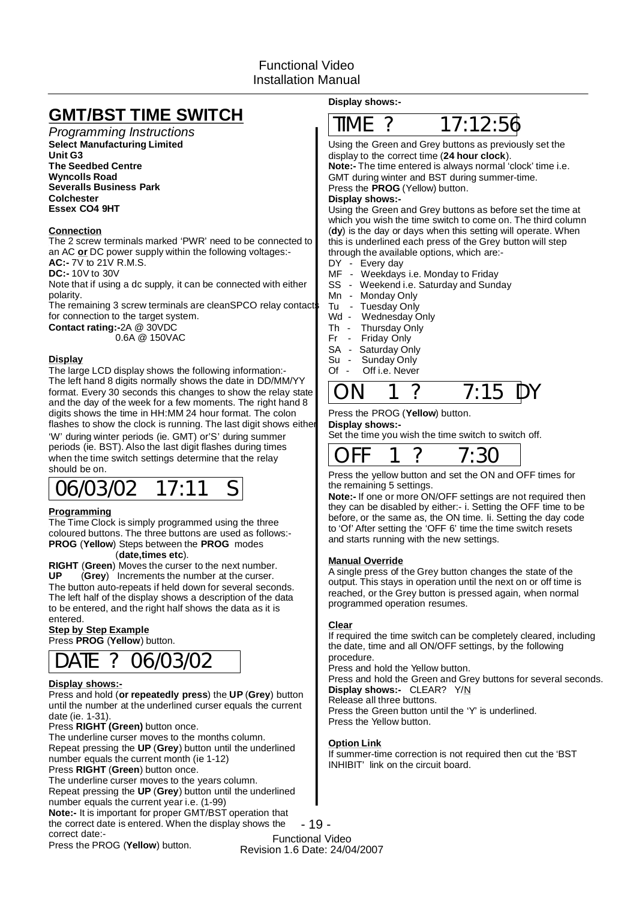# GMT/BST TIME SWITCH

*Programming Instructions*

**Select Manufacturing Limited**
**Unit G3**
**The Seedbed Centre**
**Wyncolls Road**
**Severalls Business Park**
**Colchester**
**Essex CO4 9HT**

### Connection

The 2 screw terminals marked 'PWR' need to be connected to an AC **or** DC power supply within the following voltages:-
**AC:-** 7V to 21V R.M.S.
**DC:-** 10V to 30V
Note that if using a dc supply, it can be connected with either polarity.
The remaining 3 screw terminals are cleanSPCO relay contacts for connection to the target system.
**Contact rating:-**2A @ 30VDC
0.6A @ 150VAC

### Display

The large LCD display shows the following information:-
The left hand 8 digits normally shows the date in DD/MM/YY format. Every 30 seconds this changes to show the relay state and the day of the week for a few moments. The right hand 8 digits shows the time in HH:MM 24 hour format. The colon flashes to show the clock is running. The last digit shows either 'W' during winter periods (ie. GMT) or'S' during summer periods (ie. BST). Also the last digit flashes during times when the time switch settings determine that the relay should be on.

```
06/03/02  17:11  S
```

### Programming

The Time Clock is simply programmed using the three coloured buttons. The three buttons are used as follows:-
**PROG** (**Yellow**) Steps between the **PROG** modes (**date,times etc**).
**RIGHT** (**Green**) Moves the curser to the next number.
**UP** (**Grey**) Increments the number at the curser.
The button auto-repeats if held down for several seconds.
The left half of the display shows a description of the data to be entered, and the right half shows the data as it is entered.

**Step by Step Example**

Press **PROG** (**Yellow**) button.

```
DATE ? 06/03/02
```

**Display shows:-**

Press and hold (**or repeatedly press**) the **UP** (**Grey**) button until the number at the underlined curser equals the current date (ie. 1-31).
Press **RIGHT (Green)** button once.
The underline curser moves to the months column.
Repeat pressing the **UP** (**Grey**) button until the underlined number equals the current month (ie 1-12)
Press **RIGHT** (**Green**) button once.
The underline curser moves to the years column.
Repeat pressing the **UP** (**Grey**) button until the underlined number equals the current year i.e. (1-99)
**Note:-** It is important for proper GMT/BST operation that the correct date is entered. When the display shows the correct date:-
Press the PROG (**Yellow**) button.

**Display shows:-**

```
TIME ?     17:12:56
```

Using the Green and Grey buttons as previously set the display to the correct time (**24 hour clock**).
**Note:-** The time entered is always normal 'clock' time i.e. GMT during winter and BST during summer-time.
Press the **PROG** (Yellow) button.
**Display shows:-**
Using the Green and Grey buttons as before set the time at which you wish the time switch to come on. The third column (**dy**) is the day or days when this setting will operate. When this is underlined each press of the Grey button will step through the available options, which are:-

- DY - Every day
- MF - Weekdays i.e. Monday to Friday
- SS - Weekend i.e. Saturday and Sunday
- Mn - Monday Only
- Tu - Tuesday Only
- Wd - Wednesday Only
- Th - Thursday Only
- Fr - Friday Only
- SA - Saturday Only
- Su - Sunday Only
- Of - Off i.e. Never

```
ON  1 ?    7:15 DY
```

Press the PROG (**Yellow**) button.
**Display shows:-**
Set the time you wish the time switch to switch off.

```
OFF  1 ?    7:30
```

Press the yellow button and set the ON and OFF times for the remaining 5 settings.
**Note:-** If one or more ON/OFF settings are not required then they can be disabled by either:- i. Setting the OFF time to be before, or the same as, the ON time. Ii. Setting the day code to 'Of' After setting the 'OFF 6' time the time switch resets and starts running with the new settings.

### Manual Override

A single press of the Grey button changes the state of the output. This stays in operation until the next on or off time is reached, or the Grey button is pressed again, when normal programmed operation resumes.

### Clear

If required the time switch can be completely cleared, including the date, time and all ON/OFF settings, by the following procedure.
Press and hold the Yellow button.
Press and hold the Green and Grey buttons for several seconds.
**Display shows:-** CLEAR? Y/N
Release all three buttons.
Press the Green button until the 'Y' is underlined.
Press the Yellow button.

### Option Link

If summer-time correction is not required then cut the 'BST INHIBIT' link on the circuit board.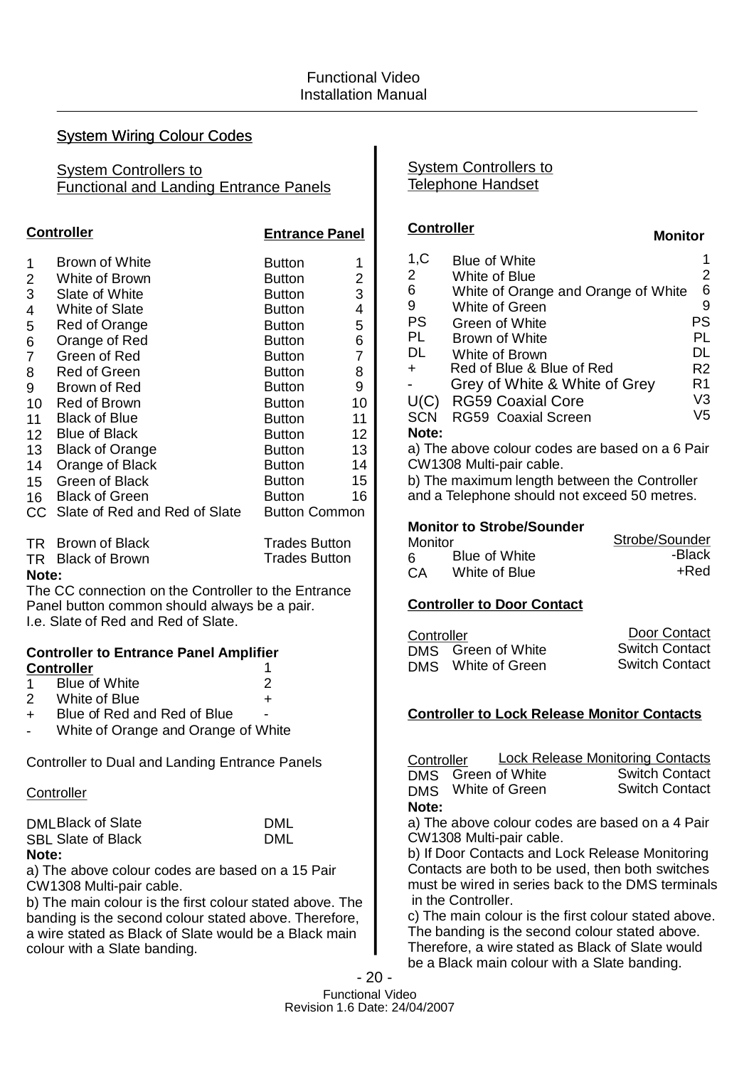## System Wiring Colour Codes

### System Controllers to Functional and Landing Entrance Panels

| Controller | | Entrance Panel | |
|---|---|---|---|
| 1 | Brown of White | Button | 1 |
| 2 | White of Brown | Button | 2 |
| 3 | Slate of White | Button | 3 |
| 4 | White of Slate | Button | 4 |
| 5 | Red of Orange | Button | 5 |
| 6 | Orange of Red | Button | 6 |
| 7 | Green of Red | Button | 7 |
| 8 | Red of Green | Button | 8 |
| 9 | Brown of Red | Button | 9 |
| 10 | Red of Brown | Button | 10 |
| 11 | Black of Blue | Button | 11 |
| 12 | Blue of Black | Button | 12 |
| 13 | Black of Orange | Button | 13 |
| 14 | Orange of Black | Button | 14 |
| 15 | Green of Black | Button | 15 |
| 16 | Black of Green | Button | 16 |
| CC | Slate of Red and Red of Slate | Button Common | |
| TR | Brown of Black | Trades Button | |
| TR | Black of Brown | Trades Button | |

**Note:**
The CC connection on the Controller to the Entrance Panel button common should always be a pair. I.e. Slate of Red and Red of Slate.

**Controller to Entrance Panel Amplifier**

| Controller | | |
|---|---|---|
| 1 | Blue of White | 1 |
| 2 | White of Blue | 2 |
| + | Blue of Red and Red of Blue | + |
| - | White of Orange and Orange of White | - |

Controller to Dual and Landing Entrance Panels

| Controller | | |
|---|---|---|
| DML | Black of Slate | DML |
| SBL | Slate of Black | DML |

**Note:**
a) The above colour codes are based on a 15 Pair CW1308 Multi-pair cable.
b) The main colour is the first colour stated above. The banding is the second colour stated above. Therefore, a wire stated as Black of Slate would be a Black main colour with a Slate banding.

### System Controllers to Telephone Handset

| Controller | | Monitor |
|---|---|---|
| 1,C | Blue of White | 1 |
| 2 | White of Blue | 2 |
| 6 | White of Orange and Orange of White | 6 |
| 9 | White of Green | 9 |
| PS | Green of White | PS |
| PL | Brown of White | PL |
| DL | White of Brown | DL |
| + | Red of Blue & Blue of Red | R2 |
| - | Grey of White & White of Grey | R1 |
| U(C) | RG59 Coaxial Core | V3 |
| SCN | RG59 Coaxial Screen | V5 |

**Note:**
a) The above colour codes are based on a 6 Pair CW1308 Multi-pair cable.
b) The maximum length between the Controller and a Telephone should not exceed 50 metres.

**Monitor to Strobe/Sounder**

| Monitor | | Strobe/Sounder |
|---|---|---|
| 6 | Blue of White | -Black |
| CA | White of Blue | +Red |

**Controller to Door Contact**

| Controller | | Door Contact |
|---|---|---|
| DMS | Green of White | Switch Contact |
| DMS | White of Green | Switch Contact |

**Controller to Lock Release Monitor Contacts**

| Controller | | Lock Release Monitoring Contacts |
|---|---|---|
| DMS | Green of White | Switch Contact |
| DMS | White of Green | Switch Contact |

**Note:**
a) The above colour codes are based on a 4 Pair CW1308 Multi-pair cable.
b) If Door Contacts and Lock Release Monitoring Contacts are both to be used, then both switches must be wired in series back to the DMS terminals in the Controller.
c) The main colour is the first colour stated above. The banding is the second colour stated above. Therefore, a wire stated as Black of Slate would be a Black main colour with a Slate banding.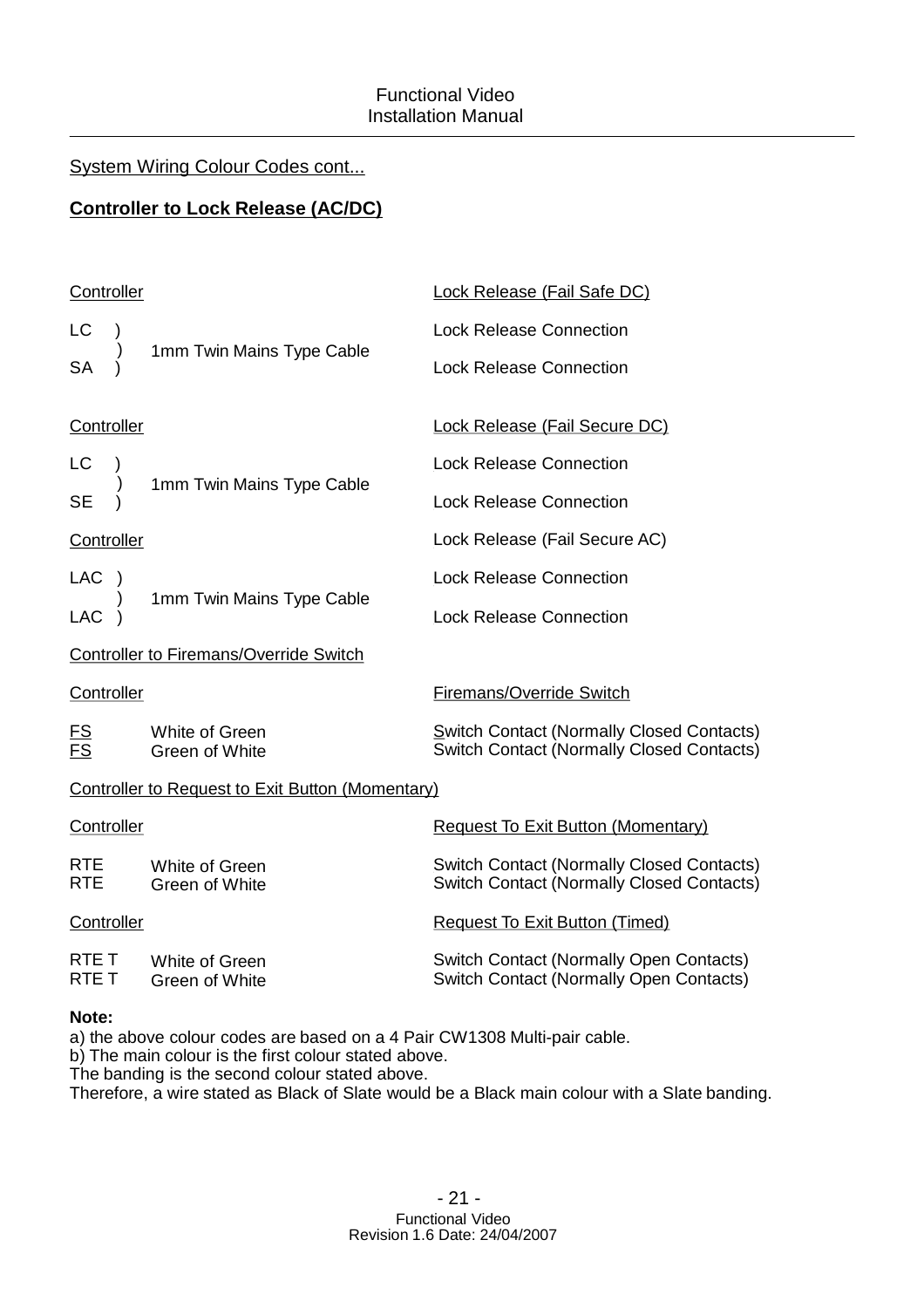System Wiring Colour Codes cont...

## Controller to Lock Release (AC/DC)

| Controller | | Lock Release (Fail Safe DC) |
|---|---|---|
| LC ) | 1mm Twin Mains Type Cable | Lock Release Connection |
| SA ) | | Lock Release Connection |

| Controller | | Lock Release (Fail Secure DC) |
|---|---|---|
| LC ) | 1mm Twin Mains Type Cable | Lock Release Connection |
| SE ) | | Lock Release Connection |

| Controller | | Lock Release (Fail Secure AC) |
|---|---|---|
| LAC ) | 1mm Twin Mains Type Cable | Lock Release Connection |
| LAC ) | | Lock Release Connection |

Controller to Firemans/Override Switch

| Controller | | Firemans/Override Switch |
|---|---|---|
| FS | White of Green | Switch Contact (Normally Closed Contacts) |
| FS | Green of White | Switch Contact (Normally Closed Contacts) |

Controller to Request to Exit Button (Momentary)

| Controller | | Request To Exit Button (Momentary) |
|---|---|---|
| RTE | White of Green | Switch Contact (Normally Closed Contacts) |
| RTE | Green of White | Switch Contact (Normally Closed Contacts) |

| Controller | | Request To Exit Button (Timed) |
|---|---|---|
| RTE T | White of Green | Switch Contact (Normally Open Contacts) |
| RTE T | Green of White | Switch Contact (Normally Open Contacts) |

**Note:**

a) the above colour codes are based on a 4 Pair CW1308 Multi-pair cable.
b) The main colour is the first colour stated above.
The banding is the second colour stated above.
Therefore, a wire stated as Black of Slate would be a Black main colour with a Slate banding.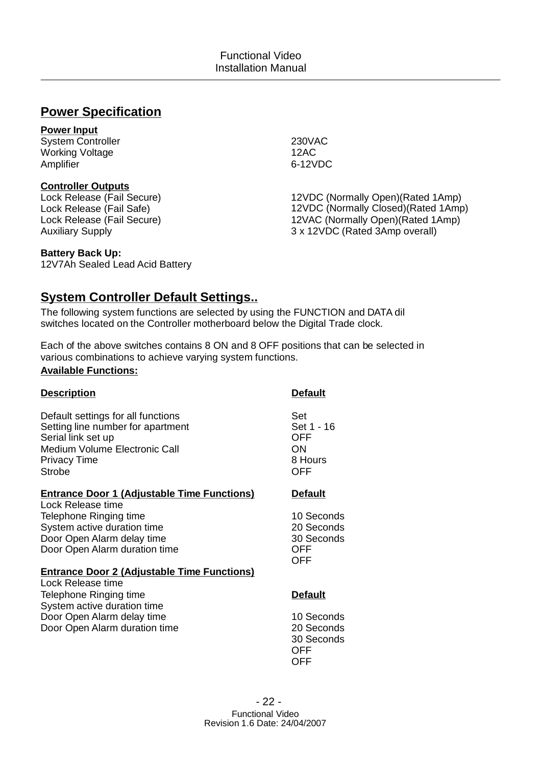## Power Specification

**Power Input**

| | |
|---|---|
| System Controller | 230VAC |
| Working Voltage | 12AC |
| Amplifier | 6-12VDC |

**Controller Outputs**

| | |
|---|---|
| Lock Release (Fail Secure) | 12VDC (Normally Open)(Rated 1Amp) |
| Lock Release (Fail Safe) | 12VDC (Normally Closed)(Rated 1Amp) |
| Lock Release (Fail Secure) | 12VAC (Normally Open)(Rated 1Amp) |
| Auxiliary Supply | 3 x 12VDC (Rated 3Amp overall) |

**Battery Back Up:**
12V7Ah Sealed Lead Acid Battery

## System Controller Default Settings..

The following system functions are selected by using the FUNCTION and DATA dil switches located on the Controller motherboard below the Digital Trade clock.

Each of the above switches contains 8 ON and 8 OFF positions that can be selected in various combinations to achieve varying system functions.

**Available Functions:**

| **Description** | **Default** |
|---|---|
| Default settings for all functions | Set |
| Setting line number for apartment | Set 1 - 16 |
| Serial link set up | OFF |
| Medium Volume Electronic Call | ON |
| Privacy Time | 8 Hours |
| Strobe | OFF |

| **Entrance Door 1 (Adjustable Time Functions)** | **Default** |
|---|---|
| Lock Release time | 10 Seconds |
| Telephone Ringing time | 20 Seconds |
| System active duration time | 30 Seconds |
| Door Open Alarm delay time | OFF |
| Door Open Alarm duration time | OFF |

| **Entrance Door 2 (Adjustable Time Functions)** | **Default** |
|---|---|
| Lock Release time | 10 Seconds |
| Telephone Ringing time | 20 Seconds |
| System active duration time | 30 Seconds |
| Door Open Alarm delay time | OFF |
| Door Open Alarm duration time | OFF |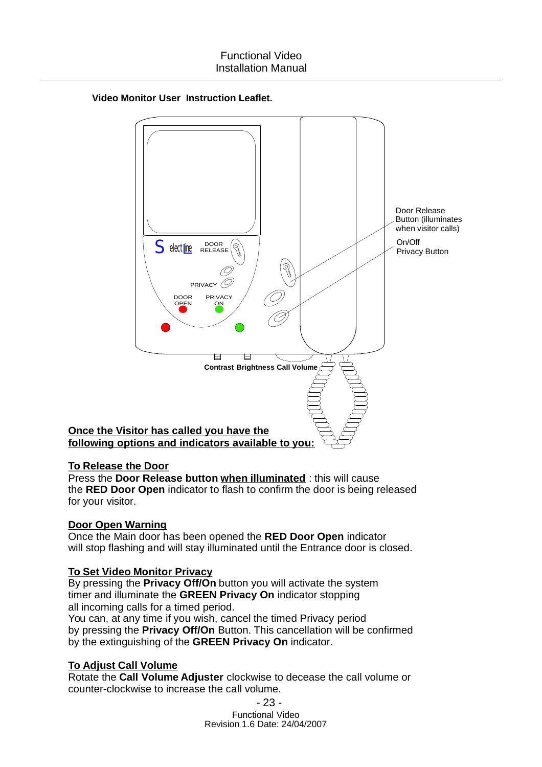**Video Monitor User Instruction Leaflet.**

Door Release Button (illuminates when visitor calls)

On/Off Privacy Button

DOOR RELEASE

PRIVACY

DOOR OPEN

PRIVACY ON

Contrast Brightness Call Volume

**Once the Visitor has called you have the following options and indicators available to you:**

**To Release the Door**

Press the **Door Release button** **when illuminated** : this will cause the **RED Door Open** indicator to flash to confirm the door is being released for your visitor.

**Door Open Warning**

Once the Main door has been opened the **RED Door Open** indicator will stop flashing and will stay illuminated until the Entrance door is closed.

**To Set Video Monitor Privacy**

By pressing the **Privacy Off/On** button you will activate the system timer and illuminate the **GREEN Privacy On** indicator stopping all incoming calls for a timed period.
You can, at any time if you wish, cancel the timed Privacy period by pressing the **Privacy Off/On** Button. This cancellation will be confirmed by the extinguishing of the **GREEN Privacy On** indicator.

**To Adjust Call Volume**

Rotate the **Call Volume Adjuster** clockwise to decease the call volume or counter-clockwise to increase the call volume.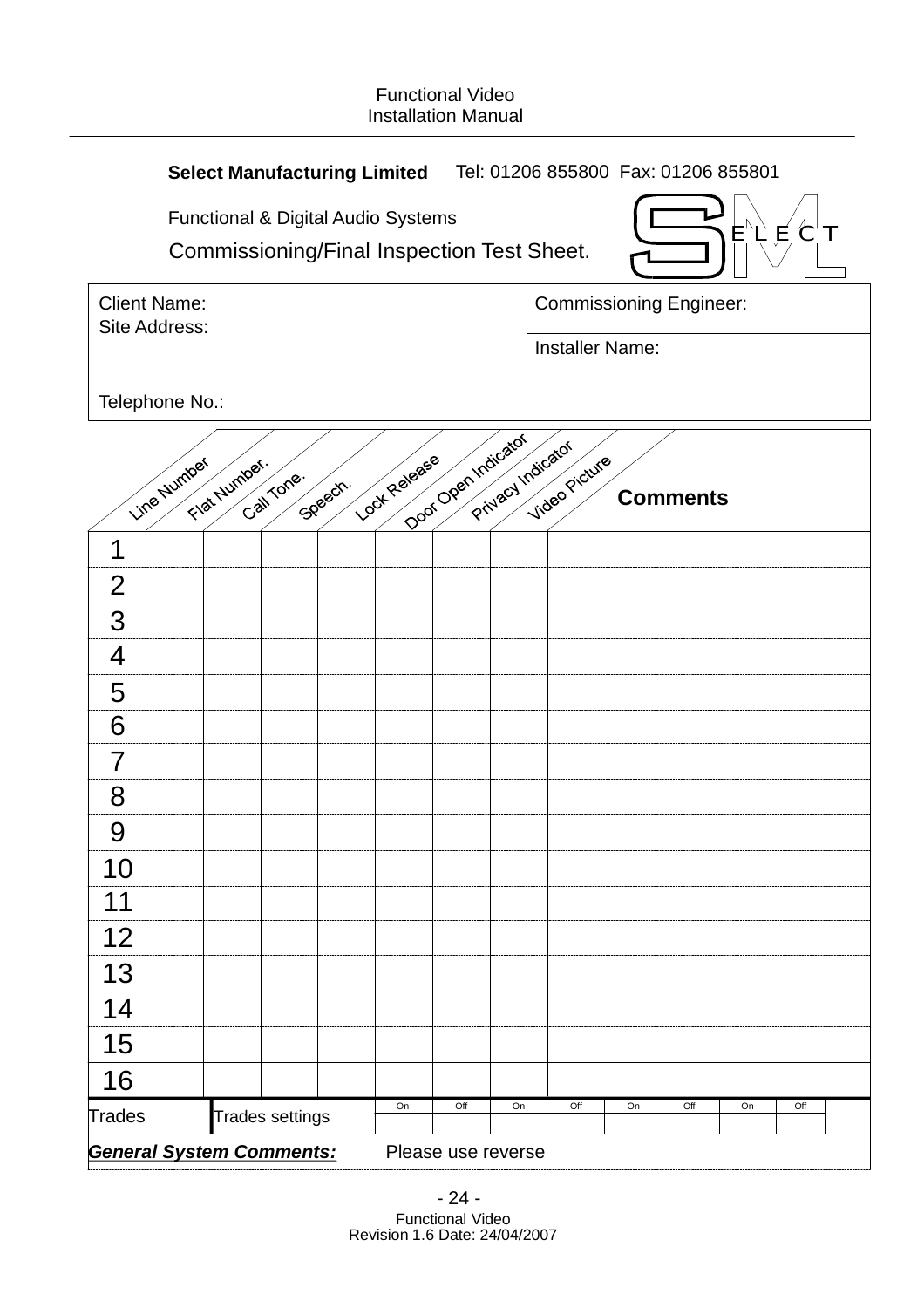**Select Manufacturing Limited** Tel: 01206 855800 Fax: 01206 855801

Functional & Digital Audio Systems

Commissioning/Final Inspection Test Sheet.

SELECT

| | |
|---|---|
| Client Name:<br>Site Address:<br><br>Telephone No.: | Commissioning Engineer: |
| | Installer Name: |

| Line Number | Flat Number. | Call Tone. | Speech. | Lock Release | Door Open Indicator | Privacy Indicator | Video Picture | **Comments** |
|---|---|---|---|---|---|---|---|---|
| 1 | | | | | | | | |
| 2 | | | | | | | | |
| 3 | | | | | | | | |
| 4 | | | | | | | | |
| 5 | | | | | | | | |
| 6 | | | | | | | | |
| 7 | | | | | | | | |
| 8 | | | | | | | | |
| 9 | | | | | | | | |
| 10 | | | | | | | | |
| 11 | | | | | | | | |
| 12 | | | | | | | | |
| 13 | | | | | | | | |
| 14 | | | | | | | | |
| 15 | | | | | | | | |
| 16 | | | | | | | | |

| | | | | | | | | | | |
|---|---|---|---|---|---|---|---|---|---|---|
| Trades | | Trades settings | On | Off | On | Off | On | Off | On | Off |

***General System Comments:*** Please use reverse